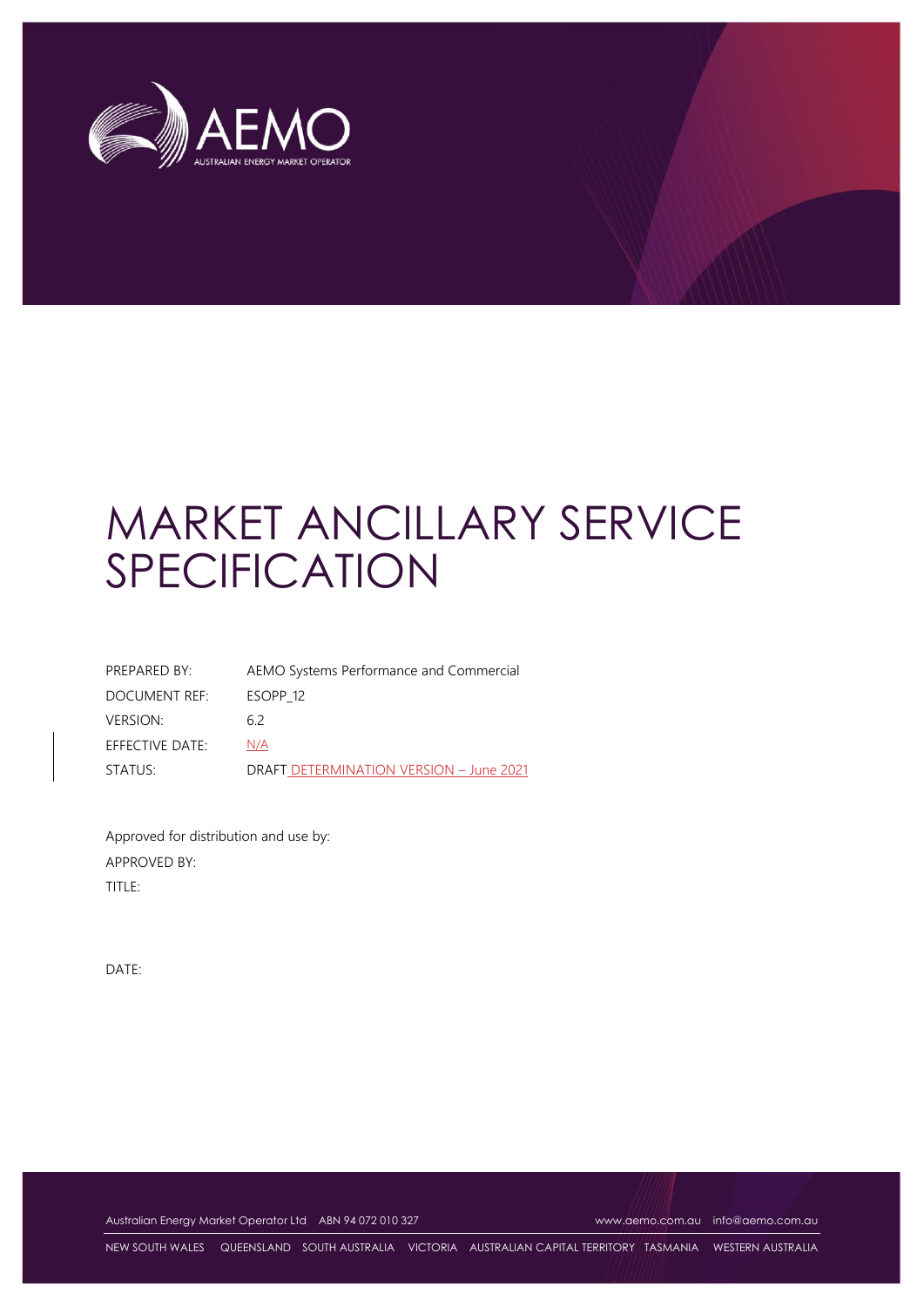# MARKET ANCILLARY SERVICE SPECIFICATION

| | |
|---|---|
| PREPARED BY: | AEMO Systems Performance and Commercial |
| DOCUMENT REF: | ESOPP_12 |
| VERSION: | 6.2 |
| EFFECTIVE DATE: | N/A |
| STATUS: | DRAFT DETERMINATION VERSION – June 2021 |

Approved for distribution and use by:

APPROVED BY:

TITLE:

DATE:

Australian Energy Market Operator Ltd ABN 94 072 010 327 www.aemo.com.au info@aemo.com.au

NEW SOUTH WALES QUEENSLAND SOUTH AUSTRALIA VICTORIA AUSTRALIAN CAPITAL TERRITORY TASMANIA WESTERN AUSTRALIA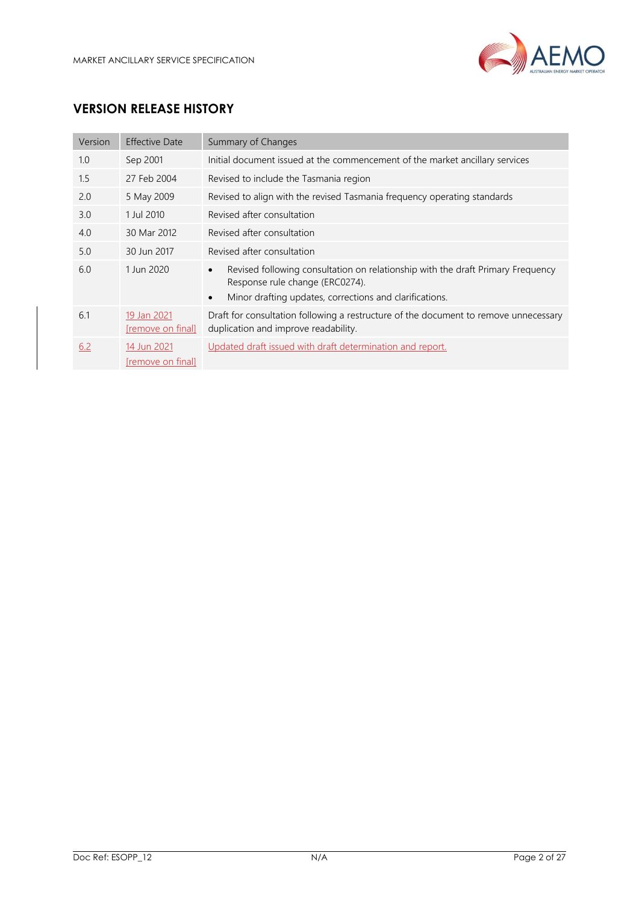## VERSION RELEASE HISTORY

| Version | Effective Date | Summary of Changes |
|---|---|---|
| 1.0 | Sep 2001 | Initial document issued at the commencement of the market ancillary services |
| 1.5 | 27 Feb 2004 | Revised to include the Tasmania region |
| 2.0 | 5 May 2009 | Revised to align with the revised Tasmania frequency operating standards |
| 3.0 | 1 Jul 2010 | Revised after consultation |
| 4.0 | 30 Mar 2012 | Revised after consultation |
| 5.0 | 30 Jun 2017 | Revised after consultation |
| 6.0 | 1 Jun 2020 | • Revised following consultation on relationship with the draft Primary Frequency Response rule change (ERC0274).<br>• Minor drafting updates, corrections and clarifications. |
| 6.1 | 19 Jan 2021 [remove on final] | Draft for consultation following a restructure of the document to remove unnecessary duplication and improve readability. |
| 6.2 | 14 Jun 2021 [remove on final] | Updated draft issued with draft determination and report. |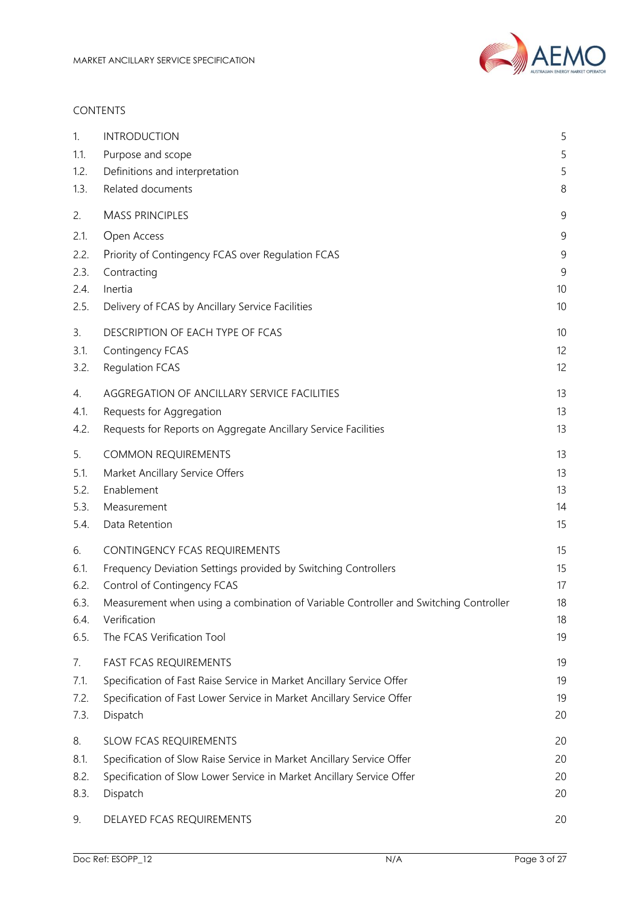CONTENTS

| | | |
|---|---|---|
| 1. | INTRODUCTION | 5 |
| 1.1. | Purpose and scope | 5 |
| 1.2. | Definitions and interpretation | 5 |
| 1.3. | Related documents | 8 |
| 2. | MASS PRINCIPLES | 9 |
| 2.1. | Open Access | 9 |
| 2.2. | Priority of Contingency FCAS over Regulation FCAS | 9 |
| 2.3. | Contracting | 9 |
| 2.4. | Inertia | 10 |
| 2.5. | Delivery of FCAS by Ancillary Service Facilities | 10 |
| 3. | DESCRIPTION OF EACH TYPE OF FCAS | 10 |
| 3.1. | Contingency FCAS | 12 |
| 3.2. | Regulation FCAS | 12 |
| 4. | AGGREGATION OF ANCILLARY SERVICE FACILITIES | 13 |
| 4.1. | Requests for Aggregation | 13 |
| 4.2. | Requests for Reports on Aggregate Ancillary Service Facilities | 13 |
| 5. | COMMON REQUIREMENTS | 13 |
| 5.1. | Market Ancillary Service Offers | 13 |
| 5.2. | Enablement | 13 |
| 5.3. | Measurement | 14 |
| 5.4. | Data Retention | 15 |
| 6. | CONTINGENCY FCAS REQUIREMENTS | 15 |
| 6.1. | Frequency Deviation Settings provided by Switching Controllers | 15 |
| 6.2. | Control of Contingency FCAS | 17 |
| 6.3. | Measurement when using a combination of Variable Controller and Switching Controller | 18 |
| 6.4. | Verification | 18 |
| 6.5. | The FCAS Verification Tool | 19 |
| 7. | FAST FCAS REQUIREMENTS | 19 |
| 7.1. | Specification of Fast Raise Service in Market Ancillary Service Offer | 19 |
| 7.2. | Specification of Fast Lower Service in Market Ancillary Service Offer | 19 |
| 7.3. | Dispatch | 20 |
| 8. | SLOW FCAS REQUIREMENTS | 20 |
| 8.1. | Specification of Slow Raise Service in Market Ancillary Service Offer | 20 |
| 8.2. | Specification of Slow Lower Service in Market Ancillary Service Offer | 20 |
| 8.3. | Dispatch | 20 |
| 9. | DELAYED FCAS REQUIREMENTS | 20 |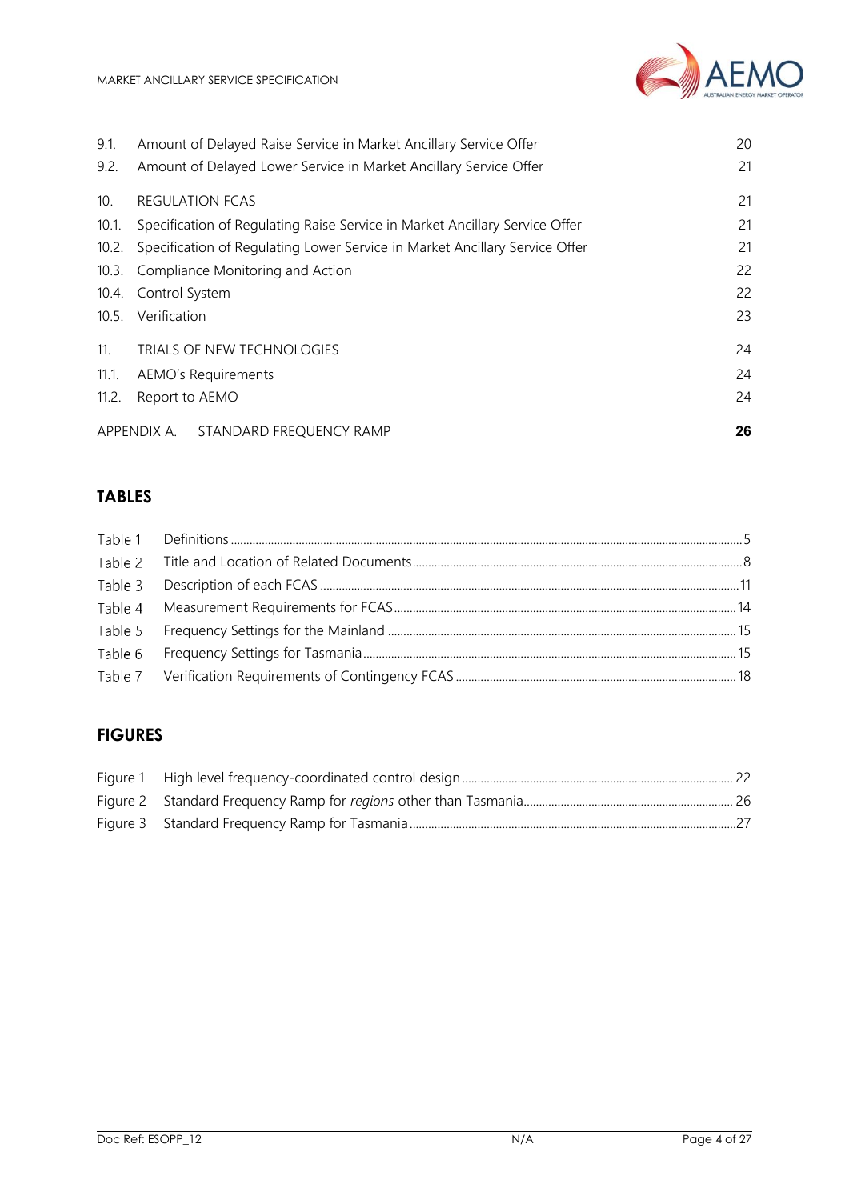| | | |
|---|---|---|
| 9.1. | Amount of Delayed Raise Service in Market Ancillary Service Offer | 20 |
| 9.2. | Amount of Delayed Lower Service in Market Ancillary Service Offer | 21 |
| 10. | REGULATION FCAS | 21 |
| 10.1. | Specification of Regulating Raise Service in Market Ancillary Service Offer | 21 |
| 10.2. | Specification of Regulating Lower Service in Market Ancillary Service Offer | 21 |
| 10.3. | Compliance Monitoring and Action | 22 |
| 10.4. | Control System | 22 |
| 10.5. | Verification | 23 |
| 11. | TRIALS OF NEW TECHNOLOGIES | 24 |
| 11.1. | AEMO's Requirements | 24 |
| 11.2. | Report to AEMO | 24 |
| APPENDIX A. | STANDARD FREQUENCY RAMP | **26** |

## TABLES

| | | |
|---|---|---|
| Table 1 | Definitions | 5 |
| Table 2 | Title and Location of Related Documents | 8 |
| Table 3 | Description of each FCAS | 11 |
| Table 4 | Measurement Requirements for FCAS | 14 |
| Table 5 | Frequency Settings for the Mainland | 15 |
| Table 6 | Frequency Settings for Tasmania | 15 |
| Table 7 | Verification Requirements of Contingency FCAS | 18 |

## FIGURES

| | | |
|---|---|---|
| Figure 1 | High level frequency-coordinated control design | 22 |
| Figure 2 | Standard Frequency Ramp for *regions* other than Tasmania | 26 |
| Figure 3 | Standard Frequency Ramp for Tasmania | 27 |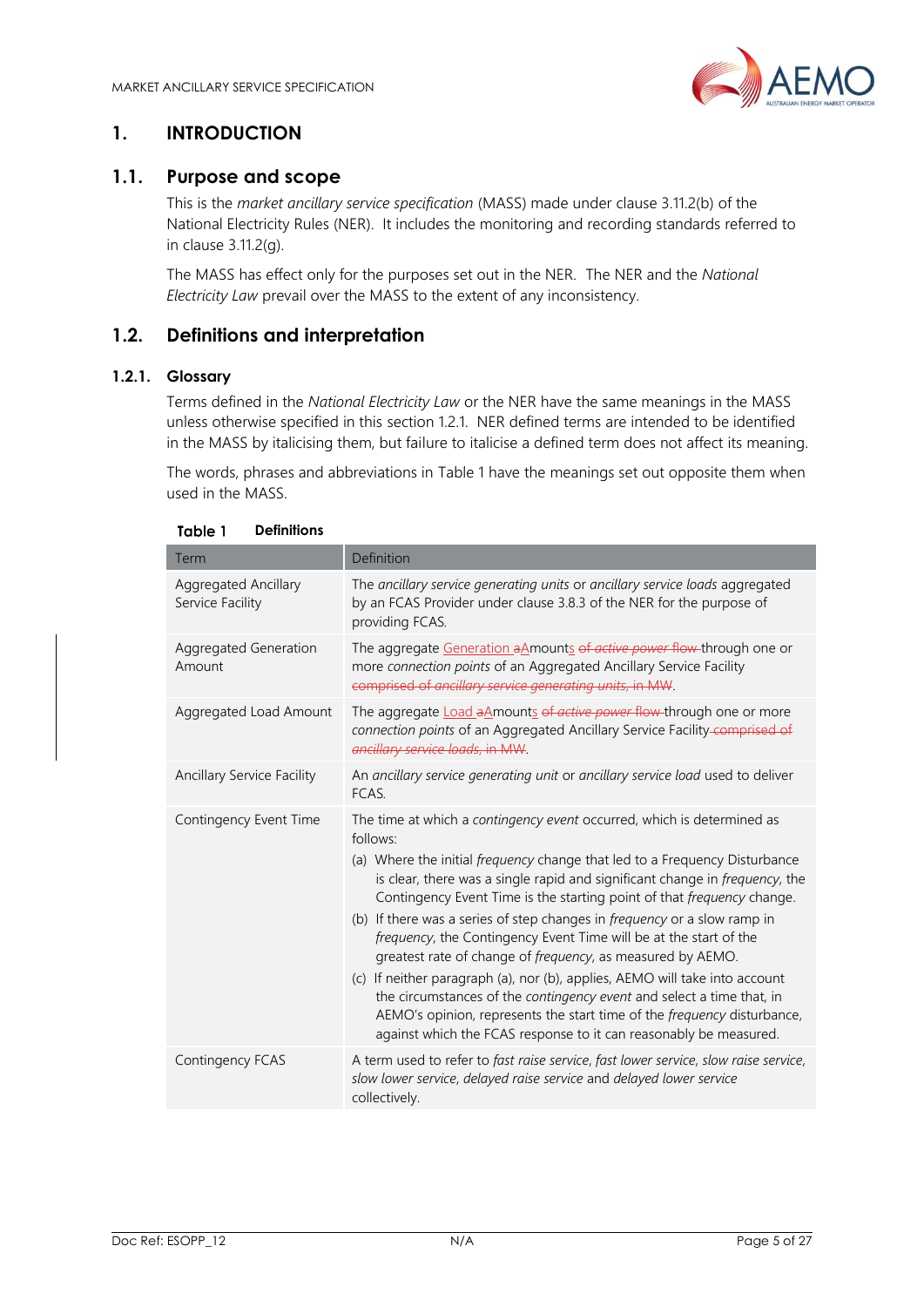# 1. INTRODUCTION

## 1.1. Purpose and scope

This is the *market ancillary service specification* (MASS) made under clause 3.11.2(b) of the National Electricity Rules (NER). It includes the monitoring and recording standards referred to in clause 3.11.2(g).

The MASS has effect only for the purposes set out in the NER. The NER and the *National Electricity Law* prevail over the MASS to the extent of any inconsistency.

## 1.2. Definitions and interpretation

### 1.2.1. Glossary

Terms defined in the *National Electricity Law* or the NER have the same meanings in the MASS unless otherwise specified in this section 1.2.1. NER defined terms are intended to be identified in the MASS by italicising them, but failure to italicise a defined term does not affect its meaning.

The words, phrases and abbreviations in Table 1 have the meanings set out opposite them when used in the MASS.

**Table 1 Definitions**

| Term | Definition |
|---|---|
| Aggregated Ancillary Service Facility | The *ancillary service generating units* or *ancillary service loads* aggregated by an FCAS Provider under clause 3.8.3 of the NER for the purpose of providing FCAS. |
| Aggregated Generation Amount | The aggregate Generation aAmounts ~~of *active power* flow~~ through one or more *connection points* of an Aggregated Ancillary Service Facility ~~comprised of *ancillary service generating units*, in MW~~. |
| Aggregated Load Amount | The aggregate Load aAmounts ~~of *active power* flow~~ through one or more *connection points* of an Aggregated Ancillary Service Facility ~~comprised of *ancillary service loads*, in MW~~. |
| Ancillary Service Facility | An *ancillary service generating unit* or *ancillary service load* used to deliver FCAS. |
| Contingency Event Time | The time at which a *contingency event* occurred, which is determined as follows:<br>(a) Where the initial *frequency* change that led to a Frequency Disturbance is clear, there was a single rapid and significant change in *frequency*, the Contingency Event Time is the starting point of that *frequency* change.<br>(b) If there was a series of step changes in *frequency* or a slow ramp in *frequency*, the Contingency Event Time will be at the start of the greatest rate of change of *frequency*, as measured by AEMO.<br>(c) If neither paragraph (a), nor (b), applies, AEMO will take into account the circumstances of the *contingency event* and select a time that, in AEMO's opinion, represents the start time of the *frequency* disturbance, against which the FCAS response to it can reasonably be measured. |
| Contingency FCAS | A term used to refer to *fast raise service*, *fast lower service*, *slow raise service*, *slow lower service*, *delayed raise service* and *delayed lower service* collectively. |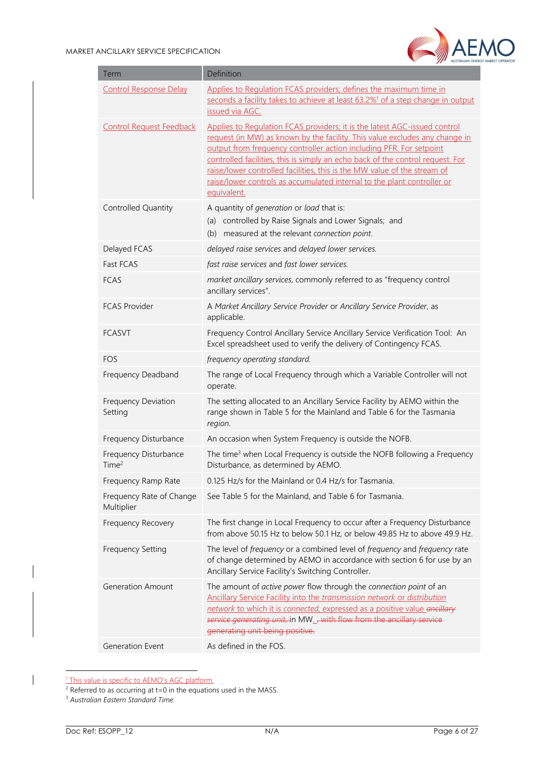| Term | Definition |
|---|---|
| Control Response Delay | Applies to Regulation FCAS providers; defines the maximum time in seconds a facility takes to achieve at least 63.2%[1] of a step change in output issued via AGC. |
| Control Request Feedback | Applies to Regulation FCAS providers; it is the latest AGC-issued control request (in MW) as known by the facility. This value excludes any change in output from frequency controller action including PFR. For setpoint controlled facilities, this is simply an echo back of the control request. For raise/lower controlled facilities, this is the MW value of the stream of raise/lower controls as accumulated internal to the plant controller or equivalent. |
| Controlled Quantity | A quantity of *generation* or *load* that is:<br>(a) controlled by Raise Signals and Lower Signals; and<br>(b) measured at the relevant *connection point*. |
| Delayed FCAS | *delayed raise services* and *delayed lower services.* |
| Fast FCAS | *fast raise services* and *fast lower services.* |
| FCAS | *market ancillary services*, commonly referred to as "frequency control ancillary services". |
| FCAS Provider | A *Market Ancillary Service Provider* or *Ancillary Service Provider*, as applicable. |
| FCASVT | Frequency Control Ancillary Service Ancillary Service Verification Tool: An Excel spreadsheet used to verify the delivery of Contingency FCAS. |
| FOS | *frequency operating standard.* |
| Frequency Deadband | The range of Local Frequency through which a Variable Controller will not operate. |
| Frequency Deviation Setting | The setting allocated to an Ancillary Service Facility by AEMO within the range shown in Table 5 for the Mainland and Table 6 for the Tasmania *region*. |
| Frequency Disturbance | An occasion when System Frequency is outside the NOFB. |
| Frequency Disturbance Time[2] | The time[3] when Local Frequency is outside the NOFB following a Frequency Disturbance, as determined by AEMO. |
| Frequency Ramp Rate | 0.125 Hz/s for the Mainland or 0.4 Hz/s for Tasmania. |
| Frequency Rate of Change Multiplier | See Table 5 for the Mainland, and Table 6 for Tasmania. |
| Frequency Recovery | The first change in Local Frequency to occur after a Frequency Disturbance from above 50.15 Hz to below 50.1 Hz, or below 49.85 Hz to above 49.9 Hz. |
| Frequency Setting | The level of *frequency* or a combined level of *frequency* and *frequency* rate of change determined by AEMO in accordance with section 6 for use by an Ancillary Service Facility's Switching Controller. |
| Generation Amount | The amount of *active power* flow through the *connection point* of an Ancillary Service Facility into the *transmission network* or *distribution network* to which it is *connected*, expressed as a positive value ~~*ancillary service generating unit*,~~ in MW. ~~, with flow from the ancillary service generating unit being positive.~~ |
| Generation Event | As defined in the FOS. |

[1] This value is specific to AEMO's AGC platform.

[2] Referred to as occurring at t=0 in the equations used in the MASS.

[3] *Australian Eastern Standard Time.*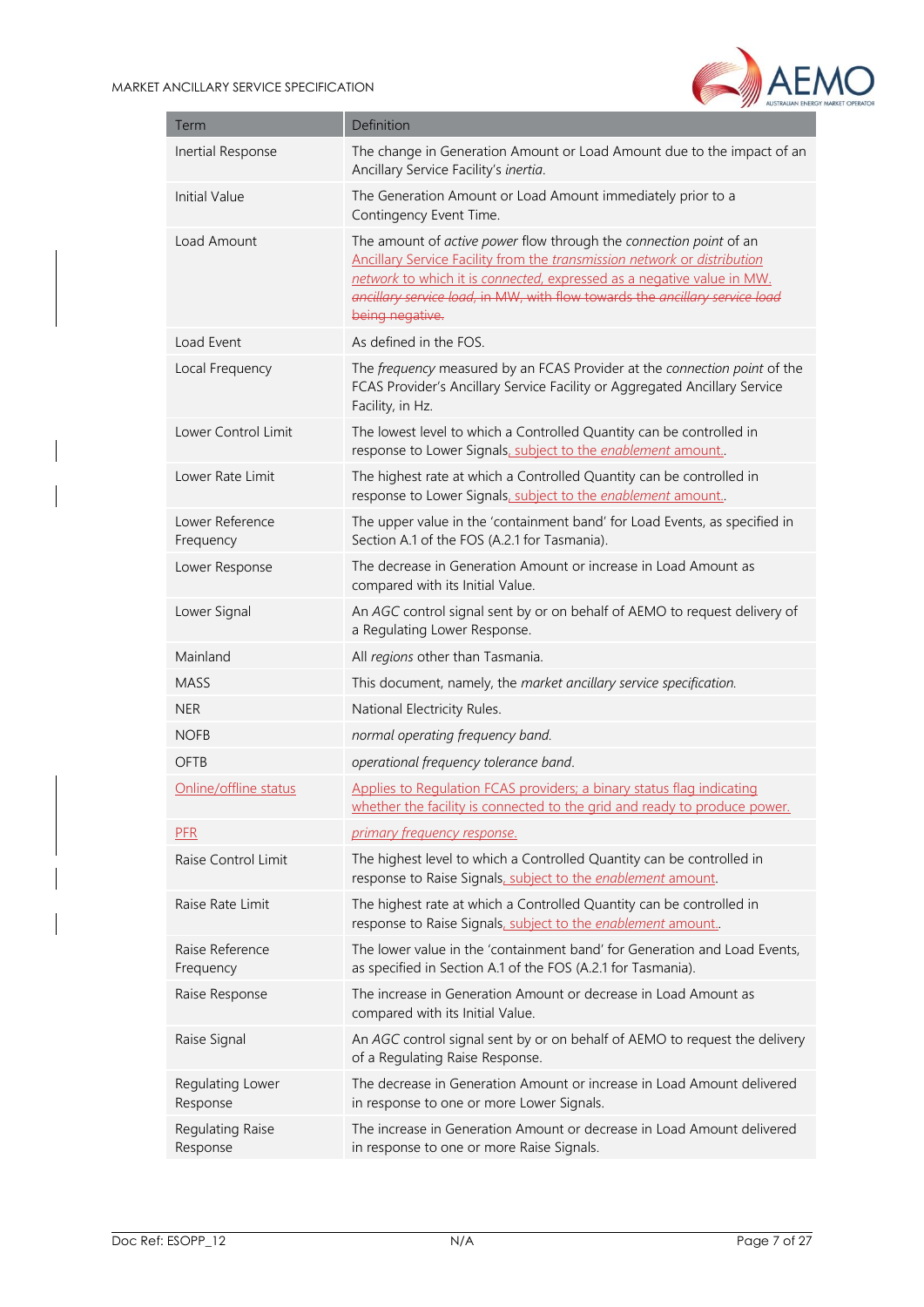| Term | Definition |
| --- | --- |
| Inertial Response | The change in Generation Amount or Load Amount due to the impact of an Ancillary Service Facility's *inertia*. |
| Initial Value | The Generation Amount or Load Amount immediately prior to a Contingency Event Time. |
| Load Amount | The amount of *active power* flow through the *connection point* of an Ancillary Service Facility from the *transmission network* or *distribution network* to which it is *connected*, expressed as a negative value in MW. ~~*ancillary service load*, in MW, with flow towards the *ancillary service load* being negative.~~ |
| Load Event | As defined in the FOS. |
| Local Frequency | The *frequency* measured by an FCAS Provider at the *connection point* of the FCAS Provider's Ancillary Service Facility or Aggregated Ancillary Service Facility, in Hz. |
| Lower Control Limit | The lowest level to which a Controlled Quantity can be controlled in response to Lower Signals, subject to the *enablement* amount.. |
| Lower Rate Limit | The highest rate at which a Controlled Quantity can be controlled in response to Lower Signals, subject to the *enablement* amount.. |
| Lower Reference Frequency | The upper value in the 'containment band' for Load Events, as specified in Section A.1 of the FOS (A.2.1 for Tasmania). |
| Lower Response | The decrease in Generation Amount or increase in Load Amount as compared with its Initial Value. |
| Lower Signal | An *AGC* control signal sent by or on behalf of AEMO to request delivery of a Regulating Lower Response. |
| Mainland | All *regions* other than Tasmania. |
| MASS | This document, namely, the *market ancillary service specification*. |
| NER | National Electricity Rules. |
| NOFB | *normal operating frequency band*. |
| OFTB | *operational frequency tolerance band*. |
| Online/offline status | Applies to Regulation FCAS providers; a binary status flag indicating whether the facility is connected to the grid and ready to produce power. |
| PFR | *primary frequency response*. |
| Raise Control Limit | The highest level to which a Controlled Quantity can be controlled in response to Raise Signals, subject to the *enablement* amount. |
| Raise Rate Limit | The highest rate at which a Controlled Quantity can be controlled in response to Raise Signals, subject to the *enablement* amount.. |
| Raise Reference Frequency | The lower value in the 'containment band' for Generation and Load Events, as specified in Section A.1 of the FOS (A.2.1 for Tasmania). |
| Raise Response | The increase in Generation Amount or decrease in Load Amount as compared with its Initial Value. |
| Raise Signal | An *AGC* control signal sent by or on behalf of AEMO to request the delivery of a Regulating Raise Response. |
| Regulating Lower Response | The decrease in Generation Amount or increase in Load Amount delivered in response to one or more Lower Signals. |
| Regulating Raise Response | The increase in Generation Amount or decrease in Load Amount delivered in response to one or more Raise Signals. |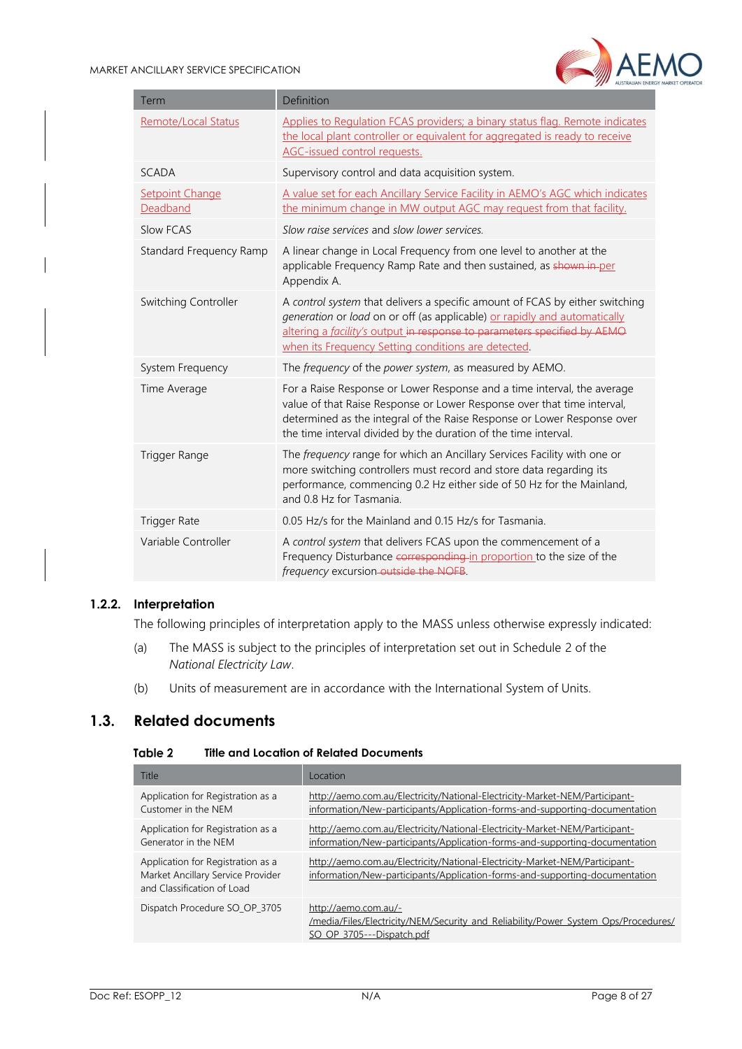| Term | Definition |
| --- | --- |
| Remote/Local Status | Applies to Regulation FCAS providers; a binary status flag. Remote indicates the local plant controller or equivalent for aggregated is ready to receive AGC-issued control requests. |
| SCADA | Supervisory control and data acquisition system. |
| Setpoint Change Deadband | A value set for each Ancillary Service Facility in AEMO's AGC which indicates the minimum change in MW output AGC may request from that facility. |
| Slow FCAS | *Slow raise services* and *slow lower services*. |
| Standard Frequency Ramp | A linear change in Local Frequency from one level to another at the applicable Frequency Ramp Rate and then sustained, as ~~shown in~~ per Appendix A. |
| Switching Controller | A *control system* that delivers a specific amount of FCAS by either switching *generation* or *load* on or off (as applicable) or rapidly and automatically altering a *facility's* output ~~in response to parameters specified by AEMO~~ when its Frequency Setting conditions are detected. |
| System Frequency | The *frequency* of the *power system*, as measured by AEMO. |
| Time Average | For a Raise Response or Lower Response and a time interval, the average value of that Raise Response or Lower Response over that time interval, determined as the integral of the Raise Response or Lower Response over the time interval divided by the duration of the time interval. |
| Trigger Range | The *frequency* range for which an Ancillary Services Facility with one or more switching controllers must record and store data regarding its performance, commencing 0.2 Hz either side of 50 Hz for the Mainland, and 0.8 Hz for Tasmania. |
| Trigger Rate | 0.05 Hz/s for the Mainland and 0.15 Hz/s for Tasmania. |
| Variable Controller | A *control system* that delivers FCAS upon the commencement of a Frequency Disturbance ~~corresponding~~ in proportion to the size of the *frequency* excursion ~~outside the NOFB~~. |

### 1.2.2. Interpretation

The following principles of interpretation apply to the MASS unless otherwise expressly indicated:

(a) The MASS is subject to the principles of interpretation set out in Schedule 2 of the *National Electricity Law*.

(b) Units of measurement are in accordance with the International System of Units.

## 1.3. Related documents

**Table 2 Title and Location of Related Documents**

| Title | Location |
| --- | --- |
| Application for Registration as a Customer in the NEM | http://aemo.com.au/Electricity/National-Electricity-Market-NEM/Participant-information/New-participants/Application-forms-and-supporting-documentation |
| Application for Registration as a Generator in the NEM | http://aemo.com.au/Electricity/National-Electricity-Market-NEM/Participant-information/New-participants/Application-forms-and-supporting-documentation |
| Application for Registration as a Market Ancillary Service Provider and Classification of Load | http://aemo.com.au/Electricity/National-Electricity-Market-NEM/Participant-information/New-participants/Application-forms-and-supporting-documentation |
| Dispatch Procedure SO_OP_3705 | http://aemo.com.au/-/media/Files/Electricity/NEM/Security_and_Reliability/Power_System_Ops/Procedures/SO_OP_3705---Dispatch.pdf |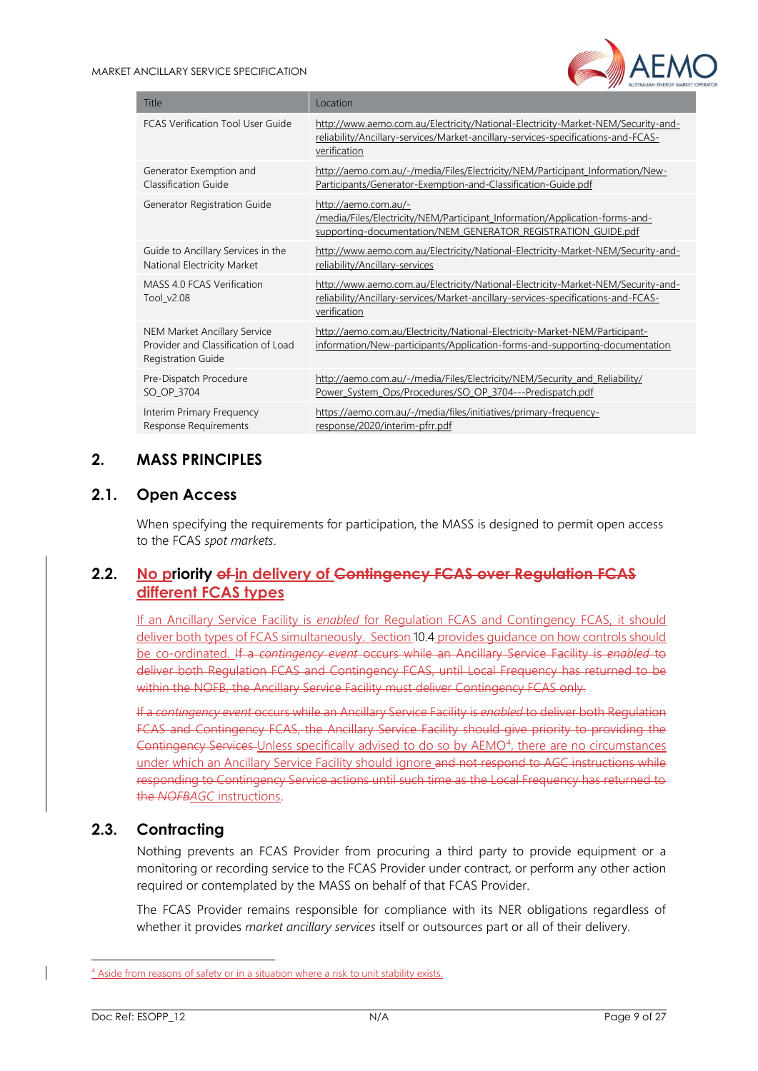| Title | Location |
| --- | --- |
| FCAS Verification Tool User Guide | http://www.aemo.com.au/Electricity/National-Electricity-Market-NEM/Security-and-reliability/Ancillary-services/Market-ancillary-services-specifications-and-FCAS-verification |
| Generator Exemption and Classification Guide | http://aemo.com.au/-/media/Files/Electricity/NEM/Participant_Information/New-Participants/Generator-Exemption-and-Classification-Guide.pdf |
| Generator Registration Guide | http://aemo.com.au/-/media/Files/Electricity/NEM/Participant_Information/Application-forms-and-supporting-documentation/NEM_GENERATOR_REGISTRATION_GUIDE.pdf |
| Guide to Ancillary Services in the National Electricity Market | http://www.aemo.com.au/Electricity/National-Electricity-Market-NEM/Security-and-reliability/Ancillary-services |
| MASS 4.0 FCAS Verification Tool_v2.08 | http://www.aemo.com.au/Electricity/National-Electricity-Market-NEM/Security-and-reliability/Ancillary-services/Market-ancillary-services-specifications-and-FCAS-verification |
| NEM Market Ancillary Service Provider and Classification of Load Registration Guide | http://aemo.com.au/Electricity/National-Electricity-Market-NEM/Participant-information/New-participants/Application-forms-and-supporting-documentation |
| Pre-Dispatch Procedure SO_OP_3704 | http://aemo.com.au/-/media/Files/Electricity/NEM/Security_and_Reliability/Power_System_Ops/Procedures/SO_OP_3704---Predispatch.pdf |
| Interim Primary Frequency Response Requirements | https://aemo.com.au/-/media/files/initiatives/primary-frequency-response/2020/interim-pfrr.pdf |

# 2. MASS PRINCIPLES

## 2.1. Open Access

When specifying the requirements for participation, the MASS is designed to permit open access to the FCAS *spot markets*.

## 2.2. No priority ~~of~~ in delivery of ~~Contingency FCAS over Regulation FCAS~~ different FCAS types

If an Ancillary Service Facility is *enabled* for Regulation FCAS and Contingency FCAS, it should deliver both types of FCAS simultaneously. Section 10.4 provides guidance on how controls should be co-ordinated. ~~If a *contingency event* occurs while an Ancillary Service Facility is *enabled* to deliver both Regulation FCAS and Contingency FCAS, until Local Frequency has returned to be within the NOFB, the Ancillary Service Facility must deliver Contingency FCAS only.~~

~~If a *contingency event* occurs while an Ancillary Service Facility is *enabled* to deliver both Regulation FCAS and Contingency FCAS, the Ancillary Service Facility should give priority to providing the Contingency Services~~ Unless specifically advised to do so by AEMO[4], there are no circumstances under which an Ancillary Service Facility should ignore ~~and not respond to AGC instructions while responding to Contingency Service actions until such time as the Local Frequency has returned to the *NOFB*~~AGC instructions.

## 2.3. Contracting

Nothing prevents an FCAS Provider from procuring a third party to provide equipment or a monitoring or recording service to the FCAS Provider under contract, or perform any other action required or contemplated by the MASS on behalf of that FCAS Provider.

The FCAS Provider remains responsible for compliance with its NER obligations regardless of whether it provides *market ancillary services* itself or outsources part or all of their delivery.

[4] Aside from reasons of safety or in a situation where a risk to unit stability exists.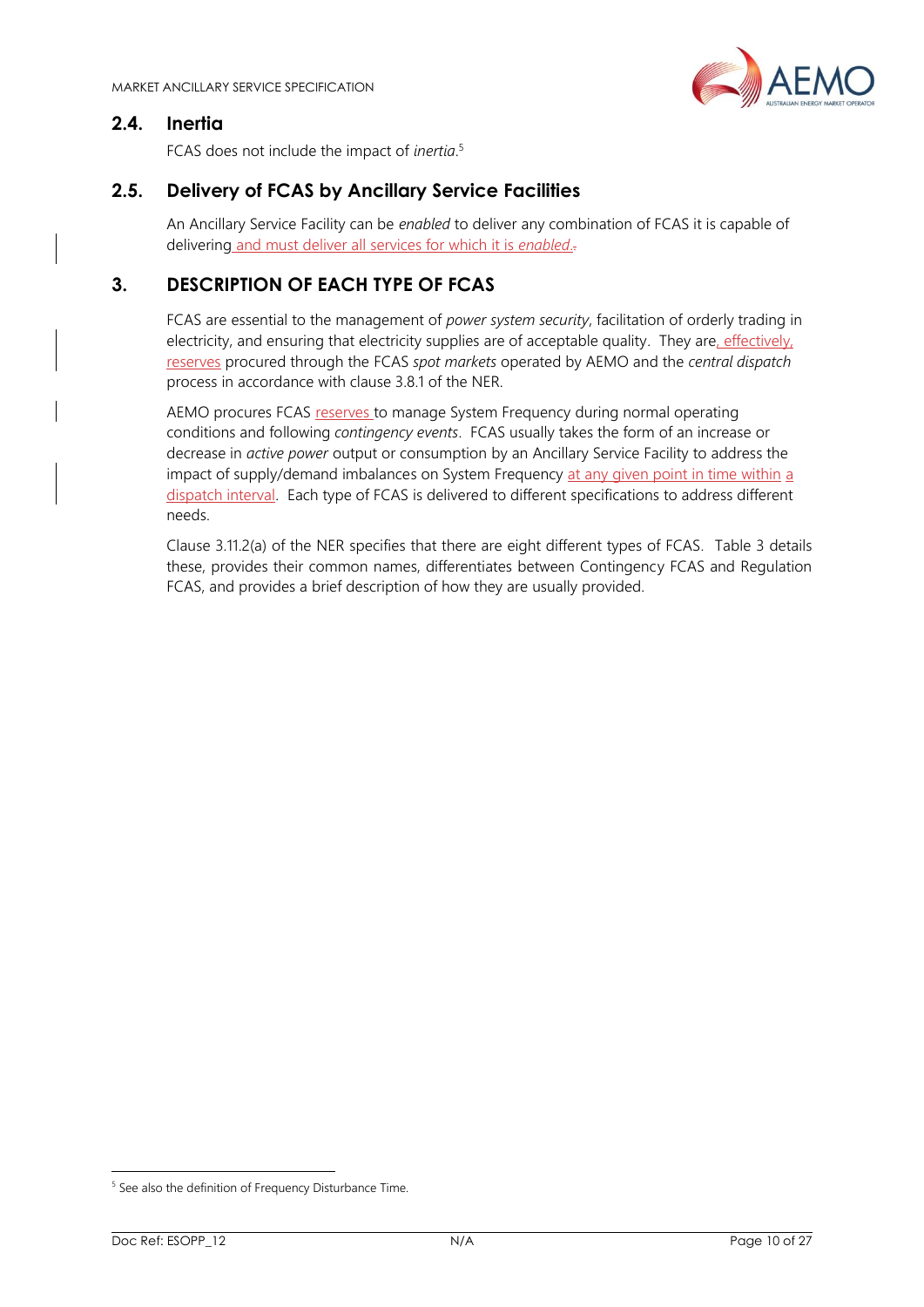## 2.4. Inertia

FCAS does not include the impact of *inertia*.[5]

## 2.5. Delivery of FCAS by Ancillary Service Facilities

An Ancillary Service Facility can be *enabled* to deliver any combination of FCAS it is capable of delivering and must deliver all services for which it is *enabled*.

# 3. DESCRIPTION OF EACH TYPE OF FCAS

FCAS are essential to the management of *power system security*, facilitation of orderly trading in electricity, and ensuring that electricity supplies are of acceptable quality. They are, effectively, reserves procured through the FCAS *spot markets* operated by AEMO and the *central dispatch* process in accordance with clause 3.8.1 of the NER.

AEMO procures FCAS reserves to manage System Frequency during normal operating conditions and following *contingency events*. FCAS usually takes the form of an increase or decrease in *active power* output or consumption by an Ancillary Service Facility to address the impact of supply/demand imbalances on System Frequency at any given point in time within a dispatch interval. Each type of FCAS is delivered to different specifications to address different needs.

Clause 3.11.2(a) of the NER specifies that there are eight different types of FCAS. Table 3 details these, provides their common names, differentiates between Contingency FCAS and Regulation FCAS, and provides a brief description of how they are usually provided.

---

[5] See also the definition of Frequency Disturbance Time.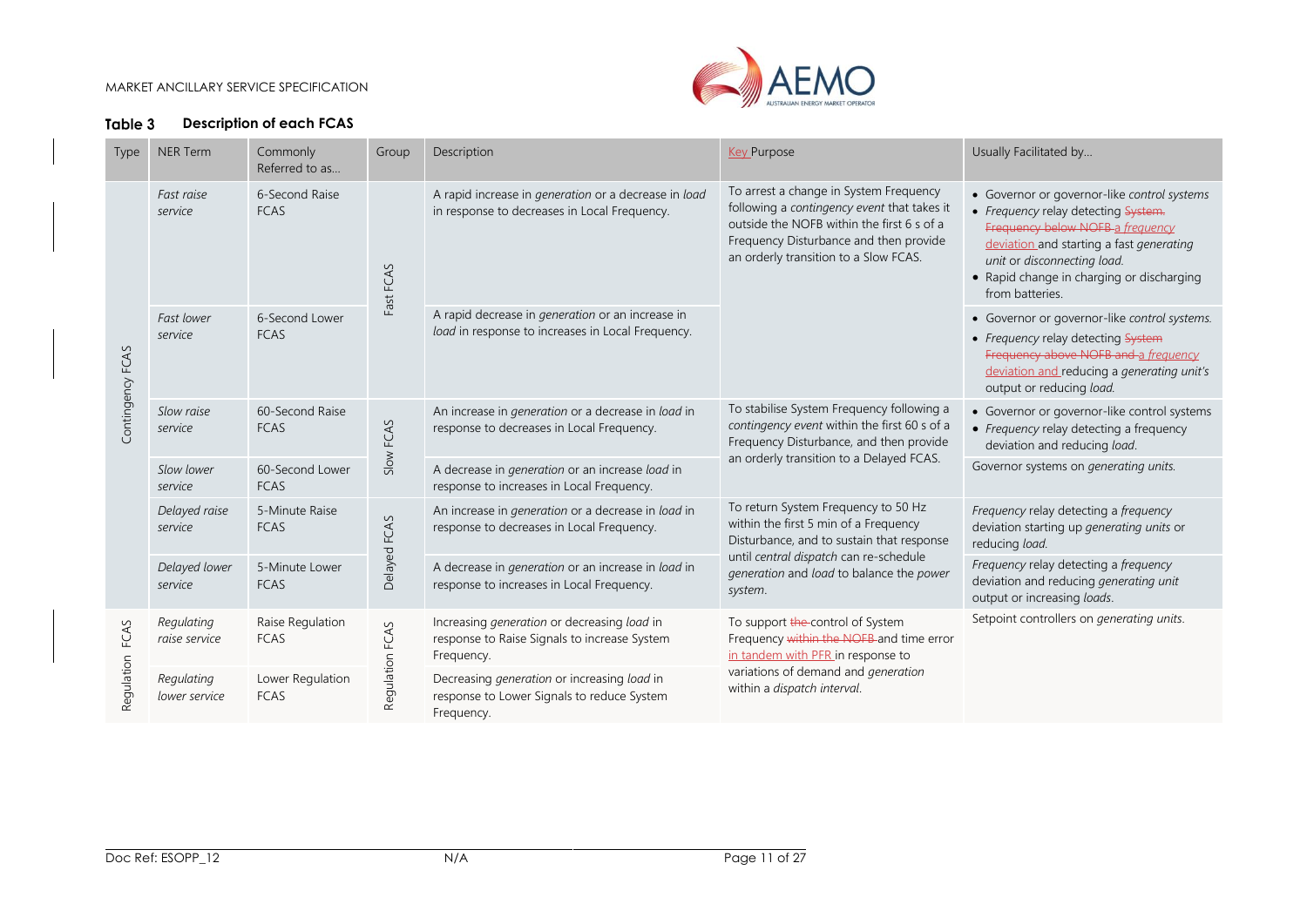**Table 3 Description of each FCAS**

| Type | NER Term | Commonly Referred to as… | Group | Description | Key Purpose | Usually Facilitated by… |
|---|---|---|---|---|---|---|
| Contingency FCAS | *Fast raise service* | 6-Second Raise FCAS | Fast FCAS | A rapid increase in *generation* or a decrease in *load* in response to decreases in Local Frequency. | To arrest a change in System Frequency following a *contingency event* that takes it outside the NOFB within the first 6 s of a Frequency Disturbance and then provide an orderly transition to a Slow FCAS. | • Governor or governor-like *control systems* • *Frequency* relay detecting ~~System Frequency below NOFB~~ a *frequency* deviation and starting a fast *generating unit* or *disconnecting load.* • Rapid change in charging or discharging from batteries. |
| | *Fast lower service* | 6-Second Lower FCAS | | A rapid decrease in *generation* or an increase in *load* in response to increases in Local Frequency. | | • Governor or governor-like *control systems.* • *Frequency* relay detecting ~~System Frequency above NOFB and~~ a *frequency* deviation and reducing a *generating unit's* output or reducing *load.* |
| | *Slow raise service* | 60-Second Raise FCAS | Slow FCAS | An increase in *generation* or a decrease in *load* in response to decreases in Local Frequency. | To stabilise System Frequency following a *contingency event* within the first 60 s of a Frequency Disturbance, and then provide an orderly transition to a Delayed FCAS. | • Governor or governor-like control systems • *Frequency* relay detecting a frequency deviation and reducing *load.* |
| | *Slow lower service* | 60-Second Lower FCAS | | A decrease in *generation* or an increase *load* in response to increases in Local Frequency. | | Governor systems on *generating units.* |
| | *Delayed raise service* | 5-Minute Raise FCAS | Delayed FCAS | An increase in *generation* or a decrease in *load* in response to decreases in Local Frequency. | To return System Frequency to 50 Hz within the first 5 min of a Frequency Disturbance, and to sustain that response until *central dispatch* can re-schedule *generation* and *load* to balance the *power system.* | *Frequency* relay detecting a *frequency* deviation starting up *generating units* or reducing *load.* |
| | *Delayed lower service* | 5-Minute Lower FCAS | | A decrease in *generation* or an increase in *load* in response to increases in Local Frequency. | | *Frequency* relay detecting a *frequency* deviation and reducing *generating unit* output or increasing *loads.* |
| Regulation FCAS | *Regulating raise service* | Raise Regulation FCAS | Regulation FCAS | Increasing *generation* or decreasing *load* in response to Raise Signals to increase System Frequency. | To support ~~the~~ control of System Frequency ~~within the NOFB~~ and time error in tandem with PFR in response to variations of demand and *generation* within a *dispatch interval.* | Setpoint controllers on *generating units.* |
| | *Regulating lower service* | Lower Regulation FCAS | | Decreasing *generation* or increasing *load* in response to Lower Signals to reduce System Frequency. | | |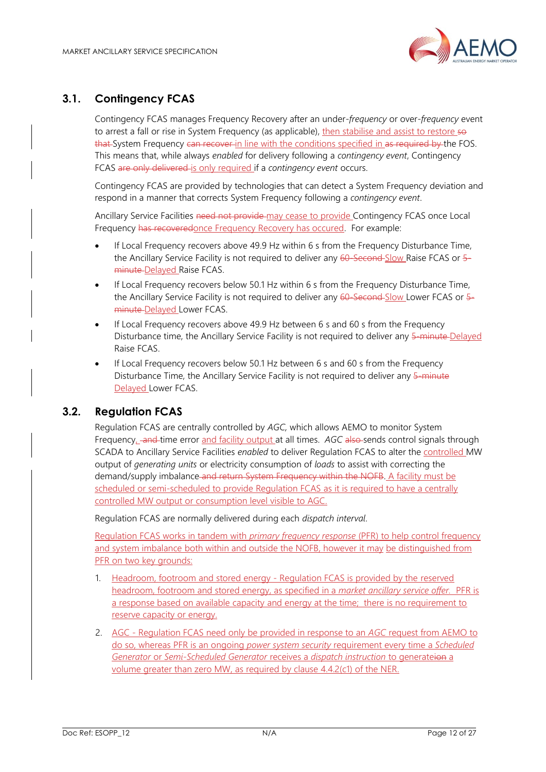## 3.1. Contingency FCAS

Contingency FCAS manages Frequency Recovery after an under-*frequency* or over-*frequency* event to arrest a fall or rise in System Frequency (as applicable), then stabilise and assist to restore ~~so that~~ System Frequency ~~can recover~~ in line with the conditions specified in ~~as required by~~ the FOS. This means that, while always *enabled* for delivery following a *contingency event*, Contingency FCAS ~~are only delivered~~ is only required if a *contingency event* occurs.

Contingency FCAS are provided by technologies that can detect a System Frequency deviation and respond in a manner that corrects System Frequency following a *contingency event*.

Ancillary Service Facilities ~~need not provide~~ may cease to provide Contingency FCAS once Local Frequency ~~has recovered~~once Frequency Recovery has occured. For example:

- If Local Frequency recovers above 49.9 Hz within 6 s from the Frequency Disturbance Time, the Ancillary Service Facility is not required to deliver any ~~60-Second~~ Slow Raise FCAS or ~~5-minute~~ Delayed Raise FCAS.
- If Local Frequency recovers below 50.1 Hz within 6 s from the Frequency Disturbance Time, the Ancillary Service Facility is not required to deliver any ~~60-Second~~ Slow Lower FCAS or ~~5-minute~~ Delayed Lower FCAS.
- If Local Frequency recovers above 49.9 Hz between 6 s and 60 s from the Frequency Disturbance time, the Ancillary Service Facility is not required to deliver any ~~5-minute~~ Delayed Raise FCAS.
- If Local Frequency recovers below 50.1 Hz between 6 s and 60 s from the Frequency Disturbance Time, the Ancillary Service Facility is not required to deliver any ~~5-minute~~ Delayed Lower FCAS.

## 3.2. Regulation FCAS

Regulation FCAS are centrally controlled by *AGC*, which allows AEMO to monitor System Frequency, ~~and~~ time error and facility output at all times. *AGC* ~~also~~ sends control signals through SCADA to Ancillary Service Facilities *enabled* to deliver Regulation FCAS to alter the controlled MW output of *generating units* or electricity consumption of *loads* to assist with correcting the demand/supply imbalance ~~and return System Frequency within the NOFB~~. A facility must be scheduled or semi-scheduled to provide Regulation FCAS as it is required to have a centrally controlled MW output or consumption level visible to AGC.

Regulation FCAS are normally delivered during each *dispatch interval*.

Regulation FCAS works in tandem with *primary frequency response* (PFR) to help control frequency and system imbalance both within and outside the NOFB, however it may be distinguished from PFR on two key grounds:

1. Headroom, footroom and stored energy - Regulation FCAS is provided by the reserved headroom, footroom and stored energy, as specified in a *market ancillary service offer*. PFR is a response based on available capacity and energy at the time; there is no requirement to reserve capacity or energy.
2. AGC - Regulation FCAS need only be provided in response to an *AGC* request from AEMO to do so, whereas PFR is an ongoing *power system security* requirement every time a *Scheduled Generator* or *Semi-Scheduled Generator* receives a *dispatch instruction* to generate~~ion~~ a volume greater than zero MW, as required by clause 4.4.2(c1) of the NER.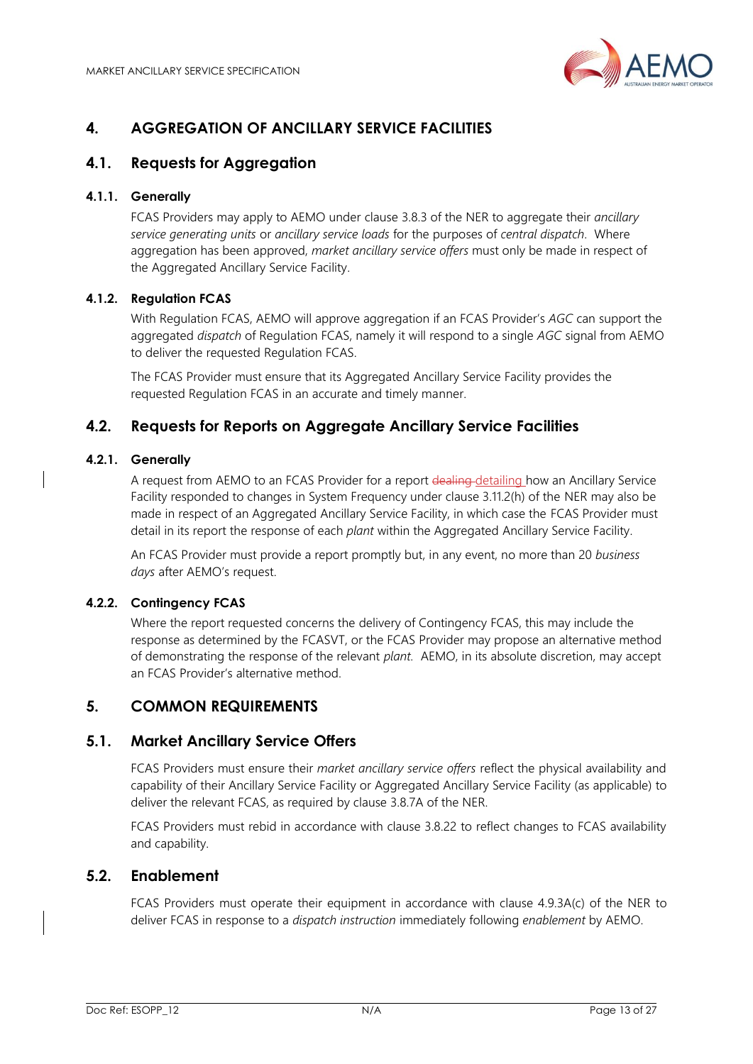# 4. AGGREGATION OF ANCILLARY SERVICE FACILITIES

## 4.1. Requests for Aggregation

### 4.1.1. Generally

FCAS Providers may apply to AEMO under clause 3.8.3 of the NER to aggregate their *ancillary service generating units* or *ancillary service loads* for the purposes of *central dispatch*. Where aggregation has been approved, *market ancillary service offers* must only be made in respect of the Aggregated Ancillary Service Facility.

### 4.1.2. Regulation FCAS

With Regulation FCAS, AEMO will approve aggregation if an FCAS Provider's *AGC* can support the aggregated *dispatch* of Regulation FCAS, namely it will respond to a single *AGC* signal from AEMO to deliver the requested Regulation FCAS.

The FCAS Provider must ensure that its Aggregated Ancillary Service Facility provides the requested Regulation FCAS in an accurate and timely manner.

## 4.2. Requests for Reports on Aggregate Ancillary Service Facilities

### 4.2.1. Generally

A request from AEMO to an FCAS Provider for a report ~~dealing~~ detailing how an Ancillary Service Facility responded to changes in System Frequency under clause 3.11.2(h) of the NER may also be made in respect of an Aggregated Ancillary Service Facility, in which case the FCAS Provider must detail in its report the response of each *plant* within the Aggregated Ancillary Service Facility.

An FCAS Provider must provide a report promptly but, in any event, no more than 20 *business days* after AEMO's request.

### 4.2.2. Contingency FCAS

Where the report requested concerns the delivery of Contingency FCAS, this may include the response as determined by the FCASVT, or the FCAS Provider may propose an alternative method of demonstrating the response of the relevant *plant*. AEMO, in its absolute discretion, may accept an FCAS Provider's alternative method.

# 5. COMMON REQUIREMENTS

## 5.1. Market Ancillary Service Offers

FCAS Providers must ensure their *market ancillary service offers* reflect the physical availability and capability of their Ancillary Service Facility or Aggregated Ancillary Service Facility (as applicable) to deliver the relevant FCAS, as required by clause 3.8.7A of the NER.

FCAS Providers must rebid in accordance with clause 3.8.22 to reflect changes to FCAS availability and capability.

## 5.2. Enablement

FCAS Providers must operate their equipment in accordance with clause 4.9.3A(c) of the NER to deliver FCAS in response to a *dispatch instruction* immediately following *enablement* by AEMO.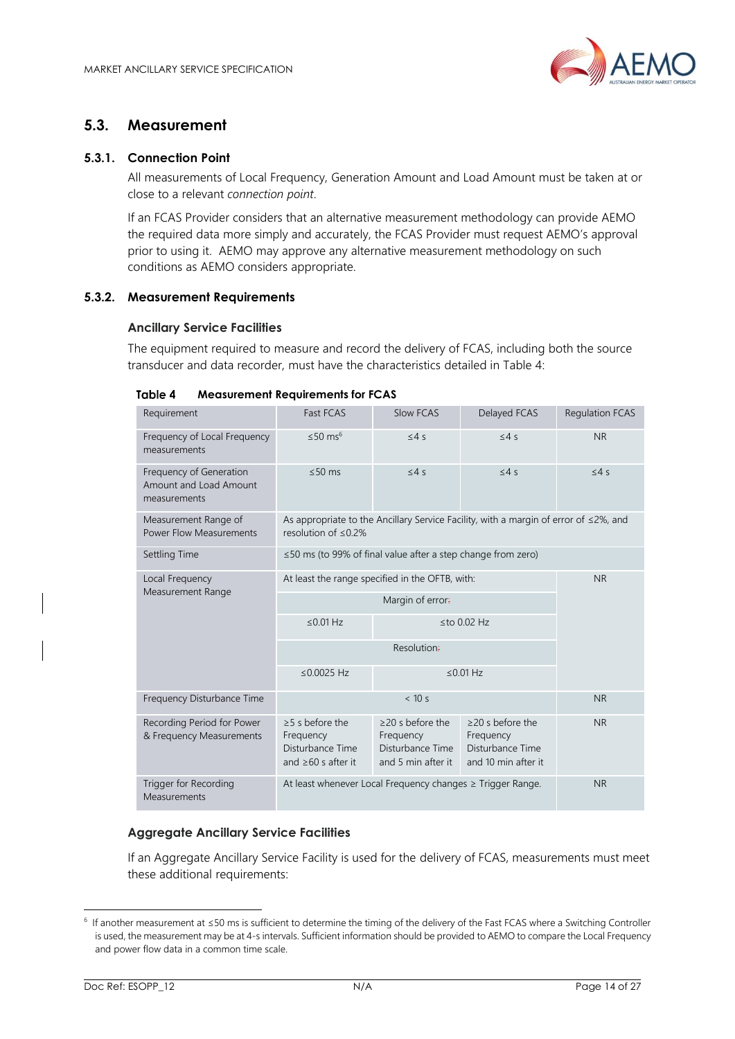## 5.3. Measurement

### 5.3.1. Connection Point

All measurements of Local Frequency, Generation Amount and Load Amount must be taken at or close to a relevant *connection point*.

If an FCAS Provider considers that an alternative measurement methodology can provide AEMO the required data more simply and accurately, the FCAS Provider must request AEMO's approval prior to using it. AEMO may approve any alternative measurement methodology on such conditions as AEMO considers appropriate.

### 5.3.2. Measurement Requirements

#### Ancillary Service Facilities

The equipment required to measure and record the delivery of FCAS, including both the source transducer and data recorder, must have the characteristics detailed in Table 4:

**Table 4 Measurement Requirements for FCAS**

| Requirement | Fast FCAS | Slow FCAS | Delayed FCAS | Regulation FCAS |
|---|---|---|---|---|
| Frequency of Local Frequency measurements | ≤50 ms[6] | ≤4 s | ≤4 s | NR |
| Frequency of Generation Amount and Load Amount measurements | ≤50 ms | ≤4 s | ≤4 s | ≤4 s |
| Measurement Range of Power Flow Measurements | As appropriate to the Ancillary Service Facility, with a margin of error of ≤2%, and resolution of ≤0.2% | | | |
| Settling Time | ≤50 ms (to 99% of final value after a step change from zero) | | | |
| Local Frequency Measurement Range | At least the range specified in the OFTB, with: | | | NR |
| | Margin of error: | | | |
| | ≤0.01 Hz | ≤to 0.02 Hz | | |
| | Resolution: | | | |
| | ≤0.0025 Hz | ≤0.01 Hz | | |
| Frequency Disturbance Time | < 10 s | | | NR |
| Recording Period for Power & Frequency Measurements | ≥5 s before the Frequency Disturbance Time and ≥60 s after it | ≥20 s before the Frequency Disturbance Time and 5 min after it | ≥20 s before the Frequency Disturbance Time and 10 min after it | NR |
| Trigger for Recording Measurements | At least whenever Local Frequency changes ≥ Trigger Range. | | | NR |

#### Aggregate Ancillary Service Facilities

If an Aggregate Ancillary Service Facility is used for the delivery of FCAS, measurements must meet these additional requirements:

[6] If another measurement at ≤50 ms is sufficient to determine the timing of the delivery of the Fast FCAS where a Switching Controller is used, the measurement may be at 4-s intervals. Sufficient information should be provided to AEMO to compare the Local Frequency and power flow data in a common time scale.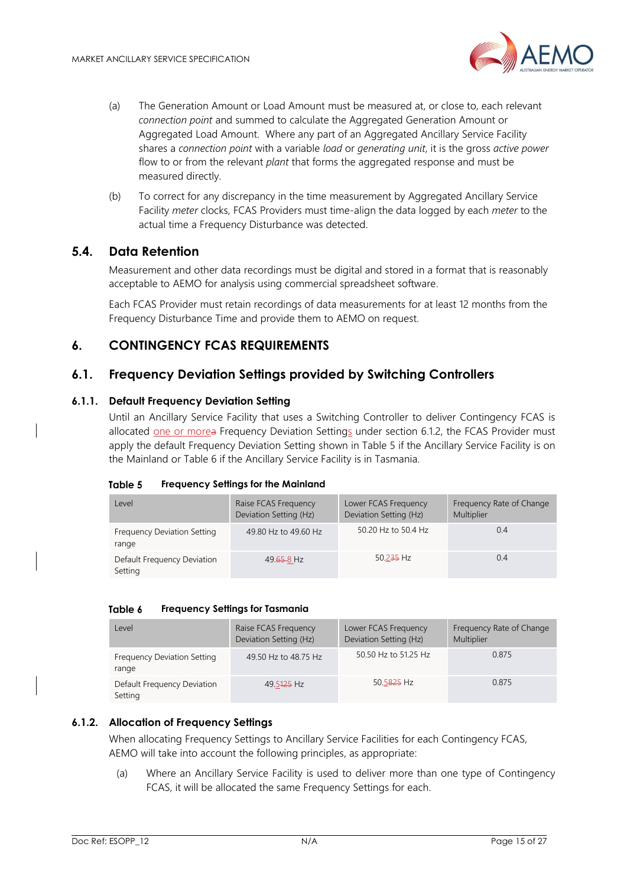(a) The Generation Amount or Load Amount must be measured at, or close to, each relevant *connection point* and summed to calculate the Aggregated Generation Amount or Aggregated Load Amount. Where any part of an Aggregated Ancillary Service Facility shares a *connection point* with a variable *load* or *generating unit*, it is the gross *active power* flow to or from the relevant *plant* that forms the aggregated response and must be measured directly.

(b) To correct for any discrepancy in the time measurement by Aggregated Ancillary Service Facility *meter* clocks, FCAS Providers must time-align the data logged by each *meter* to the actual time a Frequency Disturbance was detected.

## 5.4. Data Retention

Measurement and other data recordings must be digital and stored in a format that is reasonably acceptable to AEMO for analysis using commercial spreadsheet software.

Each FCAS Provider must retain recordings of data measurements for at least 12 months from the Frequency Disturbance Time and provide them to AEMO on request.

# 6. CONTINGENCY FCAS REQUIREMENTS

## 6.1. Frequency Deviation Settings provided by Switching Controllers

### 6.1.1. Default Frequency Deviation Setting

Until an Ancillary Service Facility that uses a Switching Controller to deliver Contingency FCAS is allocated one or more~~a~~ Frequency Deviation Settings under section 6.1.2, the FCAS Provider must apply the default Frequency Deviation Setting shown in Table 5 if the Ancillary Service Facility is on the Mainland or Table 6 if the Ancillary Service Facility is in Tasmania.

**Table 5 Frequency Settings for the Mainland**

| Level | Raise FCAS Frequency Deviation Setting (Hz) | Lower FCAS Frequency Deviation Setting (Hz) | Frequency Rate of Change Multiplier |
|---|---|---|---|
| Frequency Deviation Setting range | 49.80 Hz to 49.60 Hz | 50.20 Hz to 50.4 Hz | 0.4 |
| Default Frequency Deviation Setting | 49.~~65~~8 Hz | 50.2~~35~~ Hz | 0.4 |

**Table 6 Frequency Settings for Tasmania**

| Level | Raise FCAS Frequency Deviation Setting (Hz) | Lower FCAS Frequency Deviation Setting (Hz) | Frequency Rate of Change Multiplier |
|---|---|---|---|
| Frequency Deviation Setting range | 49.50 Hz to 48.75 Hz | 50.50 Hz to 51.25 Hz | 0.875 |
| Default Frequency Deviation Setting | 49.5~~125~~ Hz | 50.5~~825~~ Hz | 0.875 |

### 6.1.2. Allocation of Frequency Settings

When allocating Frequency Settings to Ancillary Service Facilities for each Contingency FCAS, AEMO will take into account the following principles, as appropriate:

(a) Where an Ancillary Service Facility is used to deliver more than one type of Contingency FCAS, it will be allocated the same Frequency Settings for each.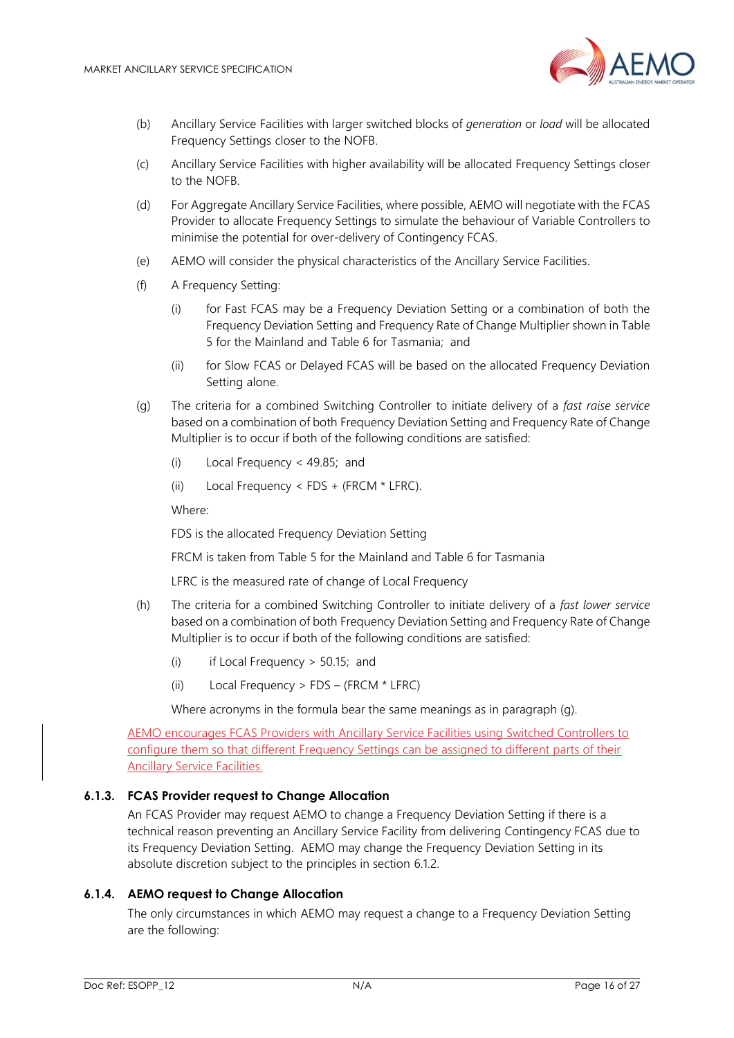(b) Ancillary Service Facilities with larger switched blocks of *generation* or *load* will be allocated Frequency Settings closer to the NOFB.

(c) Ancillary Service Facilities with higher availability will be allocated Frequency Settings closer to the NOFB.

(d) For Aggregate Ancillary Service Facilities, where possible, AEMO will negotiate with the FCAS Provider to allocate Frequency Settings to simulate the behaviour of Variable Controllers to minimise the potential for over-delivery of Contingency FCAS.

(e) AEMO will consider the physical characteristics of the Ancillary Service Facilities.

(f) A Frequency Setting:

 (i) for Fast FCAS may be a Frequency Deviation Setting or a combination of both the Frequency Deviation Setting and Frequency Rate of Change Multiplier shown in Table 5 for the Mainland and Table 6 for Tasmania; and

 (ii) for Slow FCAS or Delayed FCAS will be based on the allocated Frequency Deviation Setting alone.

(g) The criteria for a combined Switching Controller to initiate delivery of a *fast raise service* based on a combination of both Frequency Deviation Setting and Frequency Rate of Change Multiplier is to occur if both of the following conditions are satisfied:

 (i) Local Frequency < 49.85; and

 (ii) Local Frequency < FDS + (FRCM * LFRC).

 Where:

 FDS is the allocated Frequency Deviation Setting

 FRCM is taken from Table 5 for the Mainland and Table 6 for Tasmania

 LFRC is the measured rate of change of Local Frequency

(h) The criteria for a combined Switching Controller to initiate delivery of a *fast lower service* based on a combination of both Frequency Deviation Setting and Frequency Rate of Change Multiplier is to occur if both of the following conditions are satisfied:

 (i) if Local Frequency > 50.15; and

 (ii) Local Frequency > FDS – (FRCM * LFRC)

 Where acronyms in the formula bear the same meanings as in paragraph (g).

AEMO encourages FCAS Providers with Ancillary Service Facilities using Switched Controllers to configure them so that different Frequency Settings can be assigned to different parts of their Ancillary Service Facilities.

### 6.1.3. FCAS Provider request to Change Allocation

An FCAS Provider may request AEMO to change a Frequency Deviation Setting if there is a technical reason preventing an Ancillary Service Facility from delivering Contingency FCAS due to its Frequency Deviation Setting. AEMO may change the Frequency Deviation Setting in its absolute discretion subject to the principles in section 6.1.2.

### 6.1.4. AEMO request to Change Allocation

The only circumstances in which AEMO may request a change to a Frequency Deviation Setting are the following: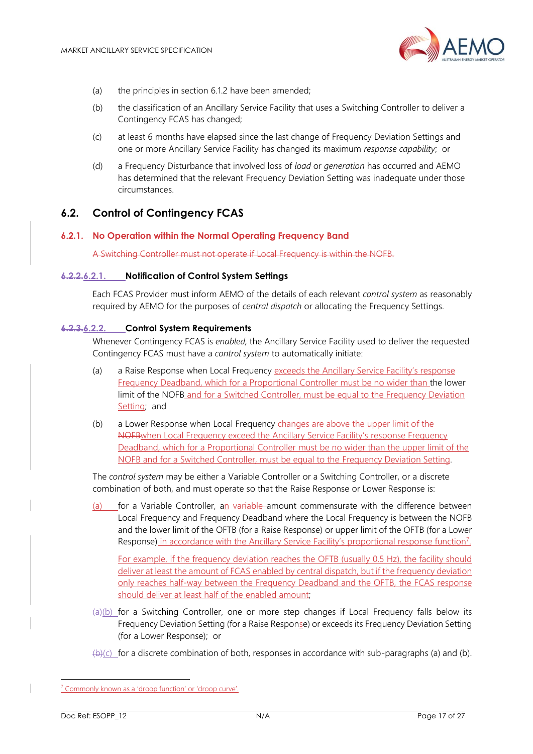(a) the principles in section 6.1.2 have been amended;

(b) the classification of an Ancillary Service Facility that uses a Switching Controller to deliver a Contingency FCAS has changed;

(c) at least 6 months have elapsed since the last change of Frequency Deviation Settings and one or more Ancillary Service Facility has changed its maximum *response capability*; or

(d) a Frequency Disturbance that involved loss of *load* or *generation* has occurred and AEMO has determined that the relevant Frequency Deviation Setting was inadequate under those circumstances.

## 6.2. Control of Contingency FCAS

### ~~6.2.1. No Operation within the Normal Operating Frequency Band~~

~~A Switching Controller must not operate if Local Frequency is within the NOFB.~~

### ~~6.2.2.~~6.2.1. Notification of Control System Settings

Each FCAS Provider must inform AEMO of the details of each relevant *control system* as reasonably required by AEMO for the purposes of *central dispatch* or allocating the Frequency Settings.

### ~~6.2.3.~~6.2.2. Control System Requirements

Whenever Contingency FCAS is *enabled*, the Ancillary Service Facility used to deliver the requested Contingency FCAS must have a *control system* to automatically initiate:

(a) a Raise Response when Local Frequency exceeds the Ancillary Service Facility's response Frequency Deadband, which for a Proportional Controller must be no wider than the lower limit of the NOFB and for a Switched Controller, must be equal to the Frequency Deviation Setting; and

(b) a Lower Response when Local Frequency ~~changes are above the upper limit of the NOFB~~when Local Frequency exceed the Ancillary Service Facility's response Frequency Deadband, which for a Proportional Controller must be no wider than the upper limit of the NOFB and for a Switched Controller, must be equal to the Frequency Deviation Setting.

The *control system* may be either a Variable Controller or a Switching Controller, or a discrete combination of both, and must operate so that the Raise Response or Lower Response is:

(a) for a Variable Controller, an ~~variable~~ amount commensurate with the difference between Local Frequency and Frequency Deadband where the Local Frequency is between the NOFB and the lower limit of the OFTB (for a Raise Response) or upper limit of the OFTB (for a Lower Response) in accordance with the Ancillary Service Facility's proportional response function[7].

For example, if the frequency deviation reaches the OFTB (usually 0.5 Hz), the facility should deliver at least the amount of FCAS enabled by central dispatch, but if the frequency deviation only reaches half-way between the Frequency Deadband and the OFTB, the FCAS response should deliver at least half of the enabled amount;

~~(a)~~(b) for a Switching Controller, one or more step changes if Local Frequency falls below its Frequency Deviation Setting (for a Raise Response) or exceeds its Frequency Deviation Setting (for a Lower Response); or

~~(b)~~(c) for a discrete combination of both, responses in accordance with sub-paragraphs (a) and (b).

[7] Commonly known as a 'droop function' or 'droop curve'.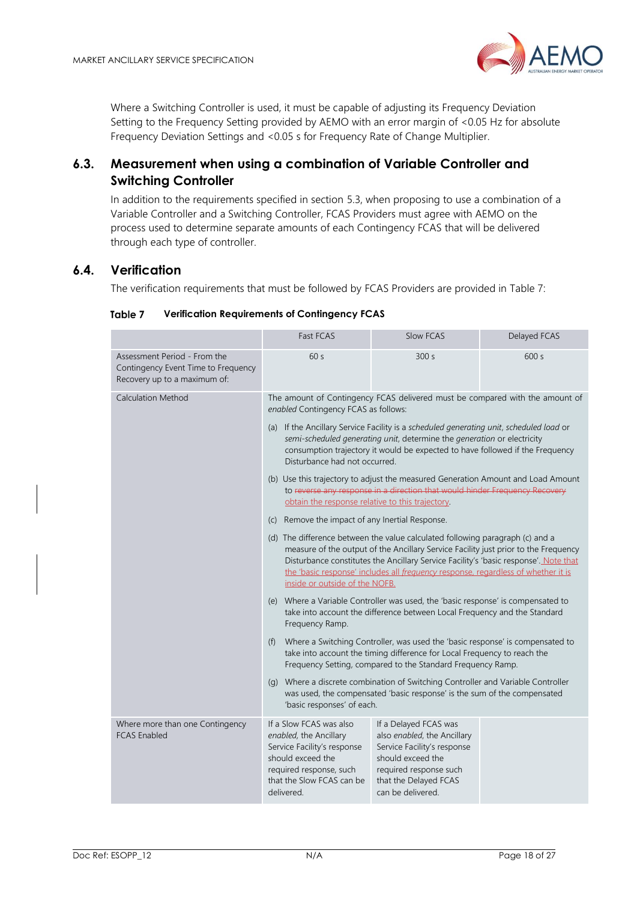Where a Switching Controller is used, it must be capable of adjusting its Frequency Deviation Setting to the Frequency Setting provided by AEMO with an error margin of <0.05 Hz for absolute Frequency Deviation Settings and <0.05 s for Frequency Rate of Change Multiplier.

## 6.3. Measurement when using a combination of Variable Controller and Switching Controller

In addition to the requirements specified in section 5.3, when proposing to use a combination of a Variable Controller and a Switching Controller, FCAS Providers must agree with AEMO on the process used to determine separate amounts of each Contingency FCAS that will be delivered through each type of controller.

## 6.4. Verification

The verification requirements that must be followed by FCAS Providers are provided in Table 7:

**Table 7 Verification Requirements of Contingency FCAS**

| | Fast FCAS | Slow FCAS | Delayed FCAS |
|---|---|---|---|
| Assessment Period - From the Contingency Event Time to Frequency Recovery up to a maximum of: | 60 s | 300 s | 600 s |
| Calculation Method | The amount of Contingency FCAS delivered must be compared with the amount of *enabled* Contingency FCAS as follows:<br><br>(a) If the Ancillary Service Facility is a *scheduled generating unit*, *scheduled load* or *semi-scheduled generating unit*, determine the *generation* or electricity consumption trajectory it would be expected to have followed if the Frequency Disturbance had not occurred.<br><br>(b) Use this trajectory to adjust the measured Generation Amount and Load Amount to ~~reverse any response in a direction that would hinder Frequency Recovery~~ obtain the response relative to this trajectory.<br><br>(c) Remove the impact of any Inertial Response.<br><br>(d) The difference between the value calculated following paragraph (c) and a measure of the output of the Ancillary Service Facility just prior to the Frequency Disturbance constitutes the Ancillary Service Facility's 'basic response'. Note that the 'basic response' includes all *frequency* response, regardless of whether it is inside or outside of the NOFB.<br><br>(e) Where a Variable Controller was used, the 'basic response' is compensated to take into account the difference between Local Frequency and the Standard Frequency Ramp.<br><br>(f) Where a Switching Controller, was used the 'basic response' is compensated to take into account the timing difference for Local Frequency to reach the Frequency Setting, compared to the Standard Frequency Ramp.<br><br>(g) Where a discrete combination of Switching Controller and Variable Controller was used, the compensated 'basic response' is the sum of the compensated 'basic responses' of each. | | |
| Where more than one Contingency FCAS Enabled | If a Slow FCAS was also *enabled*, the Ancillary Service Facility's response should exceed the required response, such that the Slow FCAS can be delivered. | If a Delayed FCAS was also *enabled*, the Ancillary Service Facility's response should exceed the required response such that the Delayed FCAS can be delivered. | |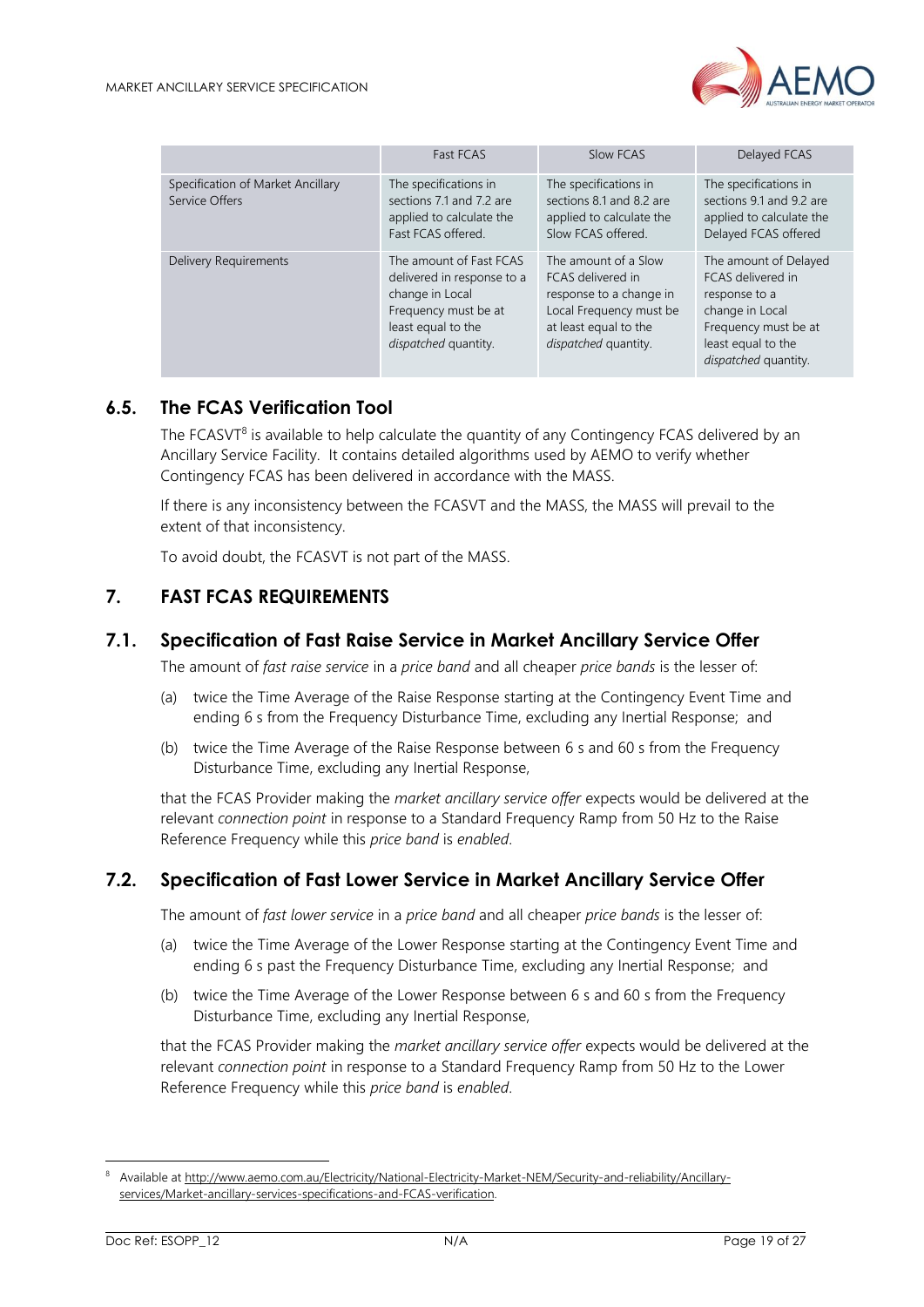| | Fast FCAS | Slow FCAS | Delayed FCAS |
|---|---|---|---|
| Specification of Market Ancillary Service Offers | The specifications in sections 7.1 and 7.2 are applied to calculate the Fast FCAS offered. | The specifications in sections 8.1 and 8.2 are applied to calculate the Slow FCAS offered. | The specifications in sections 9.1 and 9.2 are applied to calculate the Delayed FCAS offered |
| Delivery Requirements | The amount of Fast FCAS delivered in response to a change in Local Frequency must be at least equal to the *dispatched* quantity. | The amount of a Slow FCAS delivered in response to a change in Local Frequency must be at least equal to the *dispatched* quantity. | The amount of Delayed FCAS delivered in response to a change in Local Frequency must be at least equal to the *dispatched* quantity. |

## 6.5. The FCAS Verification Tool

The FCASVT[8] is available to help calculate the quantity of any Contingency FCAS delivered by an Ancillary Service Facility. It contains detailed algorithms used by AEMO to verify whether Contingency FCAS has been delivered in accordance with the MASS.

If there is any inconsistency between the FCASVT and the MASS, the MASS will prevail to the extent of that inconsistency.

To avoid doubt, the FCASVT is not part of the MASS.

# 7. FAST FCAS REQUIREMENTS

## 7.1. Specification of Fast Raise Service in Market Ancillary Service Offer

The amount of *fast raise service* in a *price band* and all cheaper *price bands* is the lesser of:

(a) twice the Time Average of the Raise Response starting at the Contingency Event Time and ending 6 s from the Frequency Disturbance Time, excluding any Inertial Response; and

(b) twice the Time Average of the Raise Response between 6 s and 60 s from the Frequency Disturbance Time, excluding any Inertial Response,

that the FCAS Provider making the *market ancillary service offer* expects would be delivered at the relevant *connection point* in response to a Standard Frequency Ramp from 50 Hz to the Raise Reference Frequency while this *price band* is *enabled*.

## 7.2. Specification of Fast Lower Service in Market Ancillary Service Offer

The amount of *fast lower service* in a *price band* and all cheaper *price bands* is the lesser of:

(a) twice the Time Average of the Lower Response starting at the Contingency Event Time and ending 6 s past the Frequency Disturbance Time, excluding any Inertial Response; and

(b) twice the Time Average of the Lower Response between 6 s and 60 s from the Frequency Disturbance Time, excluding any Inertial Response,

that the FCAS Provider making the *market ancillary service offer* expects would be delivered at the relevant *connection point* in response to a Standard Frequency Ramp from 50 Hz to the Lower Reference Frequency while this *price band* is *enabled*.

---

[8] Available at http://www.aemo.com.au/Electricity/National-Electricity-Market-NEM/Security-and-reliability/Ancillary-services/Market-ancillary-services-specifications-and-FCAS-verification.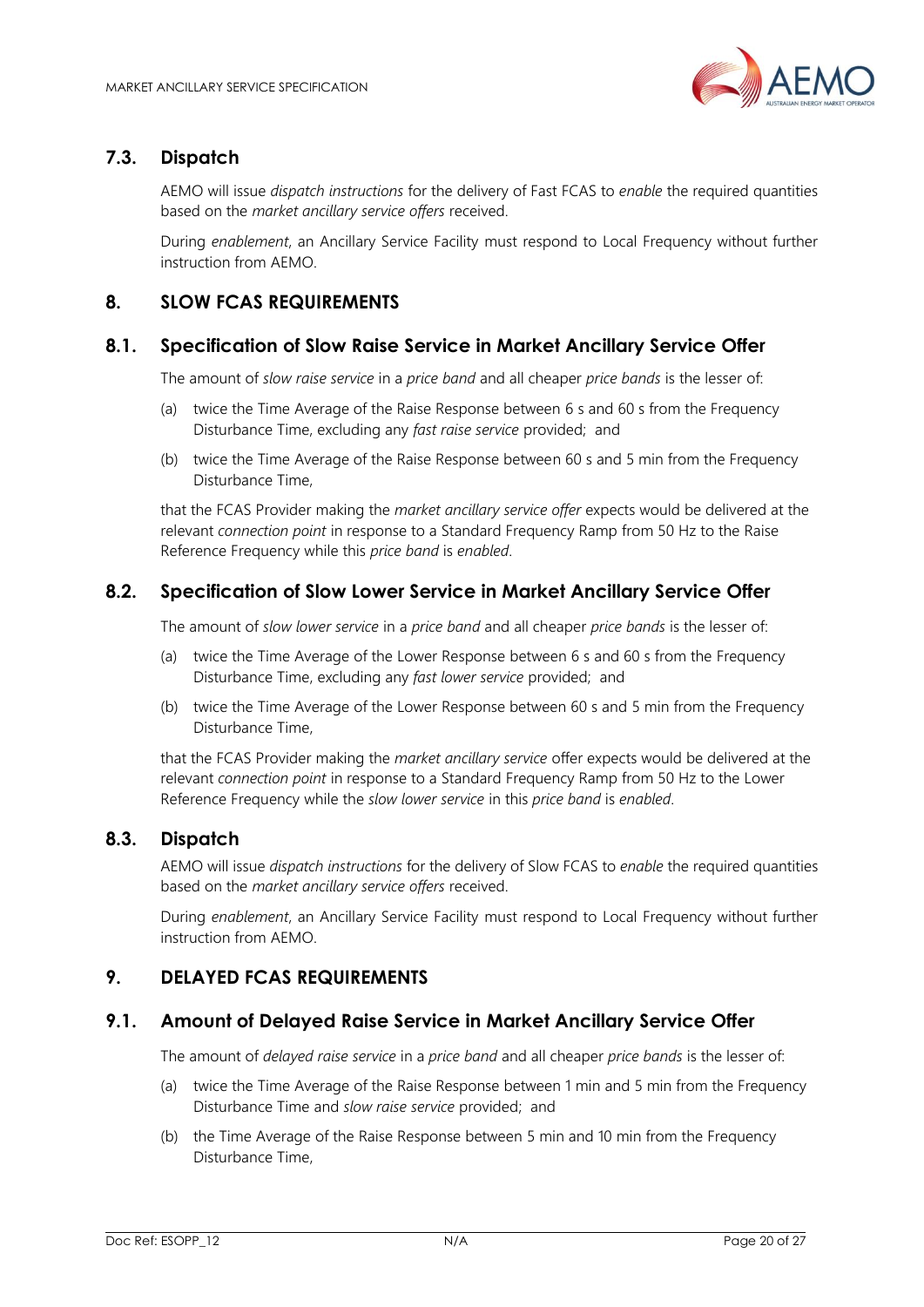## 7.3. Dispatch

AEMO will issue *dispatch instructions* for the delivery of Fast FCAS to *enable* the required quantities based on the *market ancillary service offers* received.

During *enablement*, an Ancillary Service Facility must respond to Local Frequency without further instruction from AEMO.

# 8. SLOW FCAS REQUIREMENTS

## 8.1. Specification of Slow Raise Service in Market Ancillary Service Offer

The amount of *slow raise service* in a *price band* and all cheaper *price bands* is the lesser of:

(a) twice the Time Average of the Raise Response between 6 s and 60 s from the Frequency Disturbance Time, excluding any *fast raise service* provided; and

(b) twice the Time Average of the Raise Response between 60 s and 5 min from the Frequency Disturbance Time,

that the FCAS Provider making the *market ancillary service offer* expects would be delivered at the relevant *connection point* in response to a Standard Frequency Ramp from 50 Hz to the Raise Reference Frequency while this *price band* is *enabled*.

## 8.2. Specification of Slow Lower Service in Market Ancillary Service Offer

The amount of *slow lower service* in a *price band* and all cheaper *price bands* is the lesser of:

(a) twice the Time Average of the Lower Response between 6 s and 60 s from the Frequency Disturbance Time, excluding any *fast lower service* provided; and

(b) twice the Time Average of the Lower Response between 60 s and 5 min from the Frequency Disturbance Time,

that the FCAS Provider making the *market ancillary service* offer expects would be delivered at the relevant *connection point* in response to a Standard Frequency Ramp from 50 Hz to the Lower Reference Frequency while the *slow lower service* in this *price band* is *enabled*.

## 8.3. Dispatch

AEMO will issue *dispatch instructions* for the delivery of Slow FCAS to *enable* the required quantities based on the *market ancillary service offers* received.

During *enablement*, an Ancillary Service Facility must respond to Local Frequency without further instruction from AEMO.

# 9. DELAYED FCAS REQUIREMENTS

## 9.1. Amount of Delayed Raise Service in Market Ancillary Service Offer

The amount of *delayed raise service* in a *price band* and all cheaper *price bands* is the lesser of:

(a) twice the Time Average of the Raise Response between 1 min and 5 min from the Frequency Disturbance Time and *slow raise service* provided; and

(b) the Time Average of the Raise Response between 5 min and 10 min from the Frequency Disturbance Time,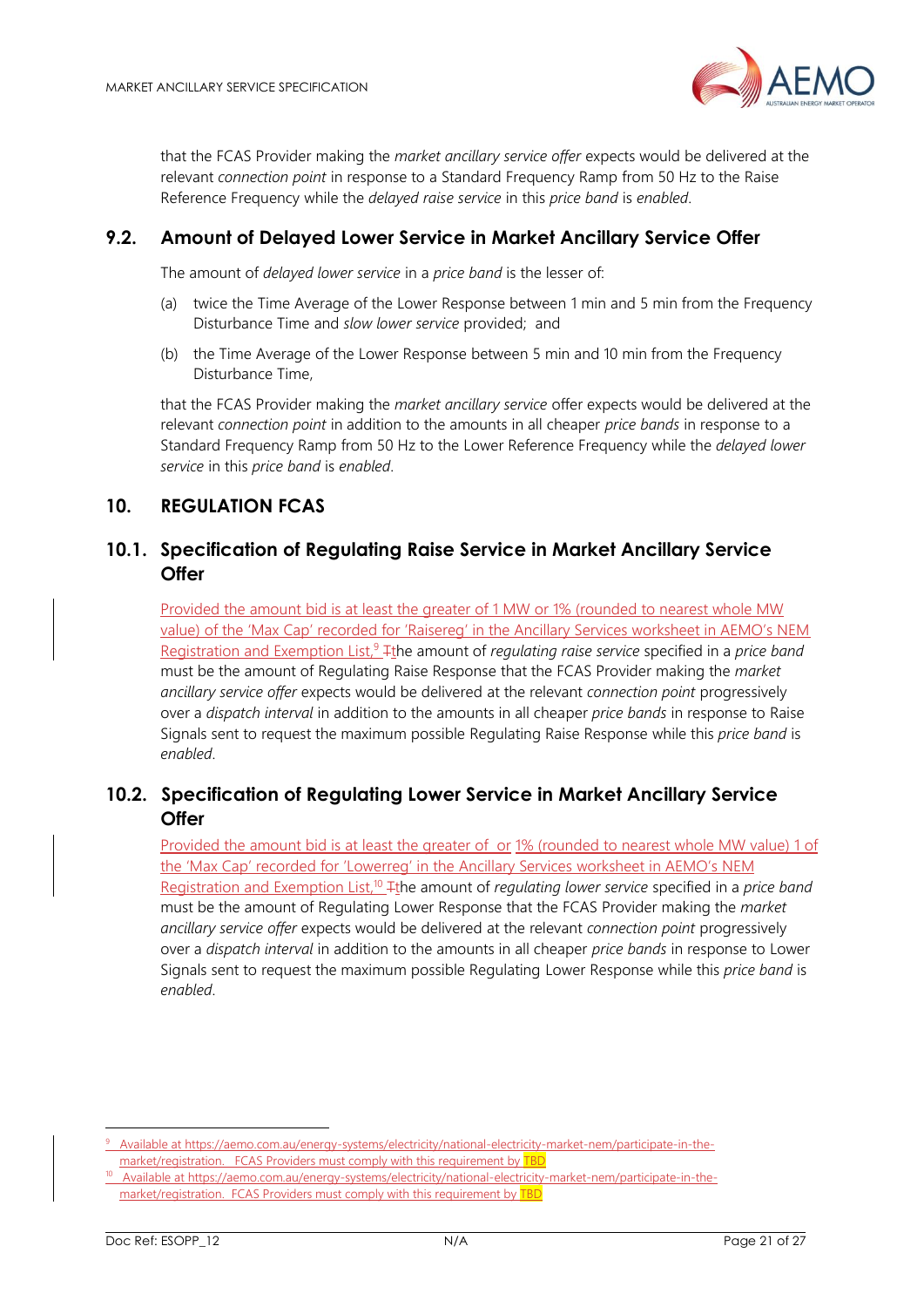that the FCAS Provider making the *market ancillary service offer* expects would be delivered at the relevant *connection point* in response to a Standard Frequency Ramp from 50 Hz to the Raise Reference Frequency while the *delayed raise service* in this *price band* is *enabled*.

## 9.2. Amount of Delayed Lower Service in Market Ancillary Service Offer

The amount of *delayed lower service* in a *price band* is the lesser of:

(a) twice the Time Average of the Lower Response between 1 min and 5 min from the Frequency Disturbance Time and *slow lower service* provided; and

(b) the Time Average of the Lower Response between 5 min and 10 min from the Frequency Disturbance Time,

that the FCAS Provider making the *market ancillary service* offer expects would be delivered at the relevant *connection point* in addition to the amounts in all cheaper *price bands* in response to a Standard Frequency Ramp from 50 Hz to the Lower Reference Frequency while the *delayed lower service* in this *price band* is *enabled*.

# 10. REGULATION FCAS

## 10.1. Specification of Regulating Raise Service in Market Ancillary Service Offer

Provided the amount bid is at least the greater of 1 MW or 1% (rounded to nearest whole MW value) of the 'Max Cap' recorded for 'Raisereg' in the Ancillary Services worksheet in AEMO's NEM Registration and Exemption List,[9] Tthe amount of *regulating raise service* specified in a *price band* must be the amount of Regulating Raise Response that the FCAS Provider making the *market ancillary service offer* expects would be delivered at the relevant *connection point* progressively over a *dispatch interval* in addition to the amounts in all cheaper *price bands* in response to Raise Signals sent to request the maximum possible Regulating Raise Response while this *price band* is *enabled*.

## 10.2. Specification of Regulating Lower Service in Market Ancillary Service Offer

Provided the amount bid is at least the greater of or 1% (rounded to nearest whole MW value) 1 of the 'Max Cap' recorded for 'Lowerreg' in the Ancillary Services worksheet in AEMO's NEM Registration and Exemption List,[10] Tthe amount of *regulating lower service* specified in a *price band* must be the amount of Regulating Lower Response that the FCAS Provider making the *market ancillary service offer* expects would be delivered at the relevant *connection point* progressively over a *dispatch interval* in addition to the amounts in all cheaper *price bands* in response to Lower Signals sent to request the maximum possible Regulating Lower Response while this *price band* is *enabled*.

---

[9] Available at https://aemo.com.au/energy-systems/electricity/national-electricity-market-nem/participate-in-the-market/registration. FCAS Providers must comply with this requirement by TBD

[10] Available at https://aemo.com.au/energy-systems/electricity/national-electricity-market-nem/participate-in-the-market/registration. FCAS Providers must comply with this requirement by TBD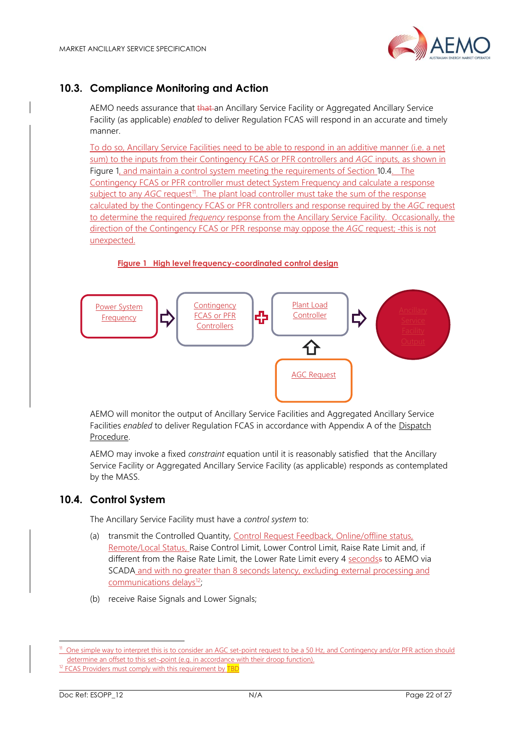## 10.3. Compliance Monitoring and Action

AEMO needs assurance that that an Ancillary Service Facility or Aggregated Ancillary Service Facility (as applicable) *enabled* to deliver Regulation FCAS will respond in an accurate and timely manner.

To do so, Ancillary Service Facilities need to be able to respond in an additive manner (i.e. a net sum) to the inputs from their Contingency FCAS or PFR controllers and *AGC* inputs, as shown in Figure 1, and maintain a control system meeting the requirements of Section 10.4. The Contingency FCAS or PFR controller must detect System Frequency and calculate a response subject to any *AGC* request[11]. The plant load controller must take the sum of the response calculated by the Contingency FCAS or PFR controllers and response required by the *AGC* request to determine the required *frequency* response from the Ancillary Service Facility. Occasionally, the direction of the Contingency FCAS or PFR response may oppose the *AGC* request; -this is not unexpected.

**Figure 1 High level frequency-coordinated control design**

Power System Frequency ⇨ Contingency FCAS or PFR Controllers ✚ Plant Load Controller ⇨ Ancillary Service Facility Output

AGC Request ⇧ Plant Load Controller

AEMO will monitor the output of Ancillary Service Facilities and Aggregated Ancillary Service Facilities *enabled* to deliver Regulation FCAS in accordance with Appendix A of the Dispatch Procedure.

AEMO may invoke a fixed *constraint* equation until it is reasonably satisfied that the Ancillary Service Facility or Aggregated Ancillary Service Facility (as applicable) responds as contemplated by the MASS.

## 10.4. Control System

The Ancillary Service Facility must have a *control system* to:

(a) transmit the Controlled Quantity, Control Request Feedback, Online/offline status, Remote/Local Status, Raise Control Limit, Lower Control Limit, Raise Rate Limit and, if different from the Raise Rate Limit, the Lower Rate Limit every 4 secondss to AEMO via SCADA and with no greater than 8 seconds latency, excluding external processing and communications delays[12];

(b) receive Raise Signals and Lower Signals;

---

[11] One simple way to interpret this is to consider an AGC set-point request to be a 50 Hz, and Contingency and/or PFR action should determine an offset to this set--point (e.g. in accordance with their droop function).

[12] FCAS Providers must comply with this requirement by TBD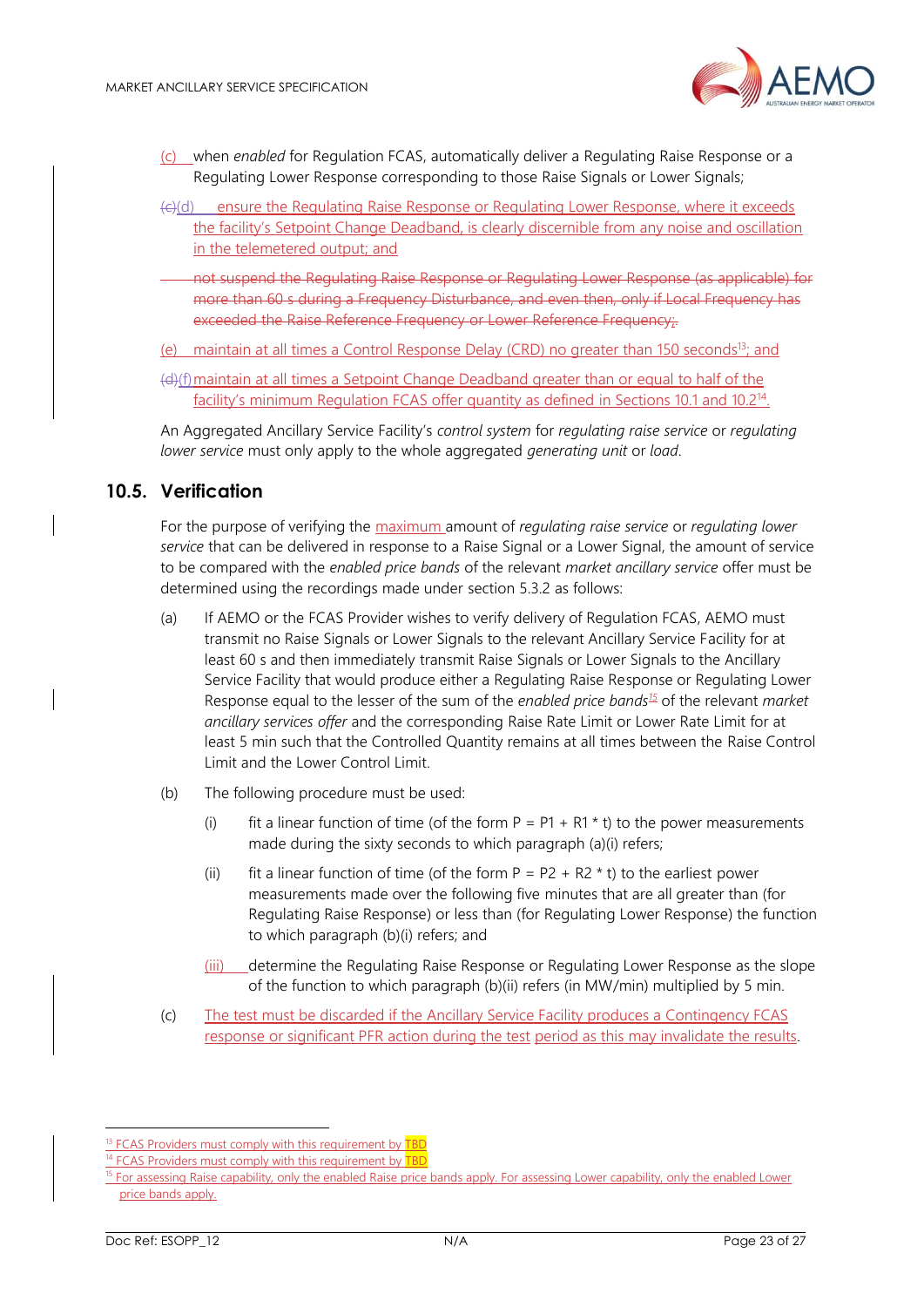(c) when *enabled* for Regulation FCAS, automatically deliver a Regulating Raise Response or a Regulating Lower Response corresponding to those Raise Signals or Lower Signals;

~~(c)~~(d) ensure the Regulating Raise Response or Regulating Lower Response, where it exceeds the facility's Setpoint Change Deadband, is clearly discernible from any noise and oscillation in the telemetered output; and

~~not suspend the Regulating Raise Response or Regulating Lower Response (as applicable) for more than 60 s during a Frequency Disturbance, and even then, only if Local Frequency has exceeded the Raise Reference Frequency or Lower Reference Frequency;.~~

(e) maintain at all times a Control Response Delay (CRD) no greater than 150 seconds[13]; and

~~(d)~~(f) maintain at all times a Setpoint Change Deadband greater than or equal to half of the facility's minimum Regulation FCAS offer quantity as defined in Sections 10.1 and 10.2[14].

An Aggregated Ancillary Service Facility's *control system* for *regulating raise service* or *regulating lower service* must only apply to the whole aggregated *generating unit* or *load*.

## 10.5. Verification

For the purpose of verifying the maximum amount of *regulating raise service* or *regulating lower service* that can be delivered in response to a Raise Signal or a Lower Signal, the amount of service to be compared with the *enabled price bands* of the relevant *market ancillary service* offer must be determined using the recordings made under section 5.3.2 as follows:

(a) If AEMO or the FCAS Provider wishes to verify delivery of Regulation FCAS, AEMO must transmit no Raise Signals or Lower Signals to the relevant Ancillary Service Facility for at least 60 s and then immediately transmit Raise Signals or Lower Signals to the Ancillary Service Facility that would produce either a Regulating Raise Response or Regulating Lower Response equal to the lesser of the sum of the *enabled price bands*[15] of the relevant *market ancillary services offer* and the corresponding Raise Rate Limit or Lower Rate Limit for at least 5 min such that the Controlled Quantity remains at all times between the Raise Control Limit and the Lower Control Limit.

(b) The following procedure must be used:

(i) fit a linear function of time (of the form $P = P1 + R1 * t$) to the power measurements made during the sixty seconds to which paragraph (a)(i) refers;

(ii) fit a linear function of time (of the form $P = P2 + R2 * t$) to the earliest power measurements made over the following five minutes that are all greater than (for Regulating Raise Response) or less than (for Regulating Lower Response) the function to which paragraph (b)(i) refers; and

(iii) determine the Regulating Raise Response or Regulating Lower Response as the slope of the function to which paragraph (b)(ii) refers (in MW/min) multiplied by 5 min.

(c) The test must be discarded if the Ancillary Service Facility produces a Contingency FCAS response or significant PFR action during the test period as this may invalidate the results.

---

[13] FCAS Providers must comply with this requirement by TBD

[14] FCAS Providers must comply with this requirement by TBD

[15] For assessing Raise capability, only the enabled Raise price bands apply. For assessing Lower capability, only the enabled Lower price bands apply.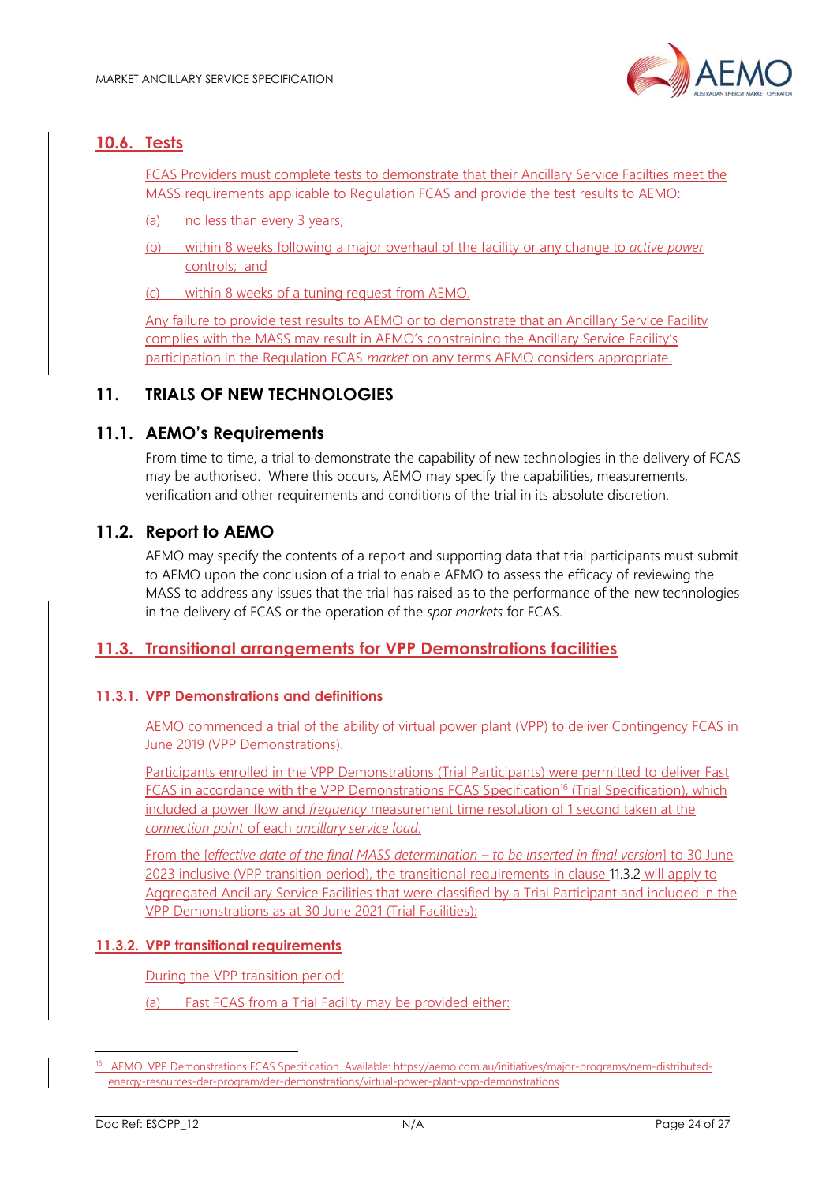## 10.6. Tests

FCAS Providers must complete tests to demonstrate that their Ancillary Service Facilties meet the MASS requirements applicable to Regulation FCAS and provide the test results to AEMO:

(a) no less than every 3 years;

(b) within 8 weeks following a major overhaul of the facility or any change to *active power* controls; and

(c) within 8 weeks of a tuning request from AEMO.

Any failure to provide test results to AEMO or to demonstrate that an Ancillary Service Facility complies with the MASS may result in AEMO's constraining the Ancillary Service Facility's participation in the Regulation FCAS *market* on any terms AEMO considers appropriate.

# 11. TRIALS OF NEW TECHNOLOGIES

## 11.1. AEMO's Requirements

From time to time, a trial to demonstrate the capability of new technologies in the delivery of FCAS may be authorised. Where this occurs, AEMO may specify the capabilities, measurements, verification and other requirements and conditions of the trial in its absolute discretion.

## 11.2. Report to AEMO

AEMO may specify the contents of a report and supporting data that trial participants must submit to AEMO upon the conclusion of a trial to enable AEMO to assess the efficacy of reviewing the MASS to address any issues that the trial has raised as to the performance of the new technologies in the delivery of FCAS or the operation of the *spot markets* for FCAS.

## 11.3. Transitional arrangements for VPP Demonstrations facilities

### 11.3.1. VPP Demonstrations and definitions

AEMO commenced a trial of the ability of virtual power plant (VPP) to deliver Contingency FCAS in June 2019 (VPP Demonstrations).

Participants enrolled in the VPP Demonstrations (Trial Participants) were permitted to deliver Fast FCAS in accordance with the VPP Demonstrations FCAS Specification[16] (Trial Specification), which included a power flow and *frequency* measurement time resolution of 1 second taken at the *connection point* of each *ancillary service load*.

From the [*effective date of the final MASS determination – to be inserted in final version*] to 30 June 2023 inclusive (VPP transition period), the transitional requirements in clause 11.3.2 will apply to Aggregated Ancillary Service Facilities that were classified by a Trial Participant and included in the VPP Demonstrations as at 30 June 2021 (Trial Facilities):

### 11.3.2. VPP transitional requirements

During the VPP transition period:

(a) Fast FCAS from a Trial Facility may be provided either:

[16] AEMO. VPP Demonstrations FCAS Specification. Available: https://aemo.com.au/initiatives/major-programs/nem-distributed-energy-resources-der-program/der-demonstrations/virtual-power-plant-vpp-demonstrations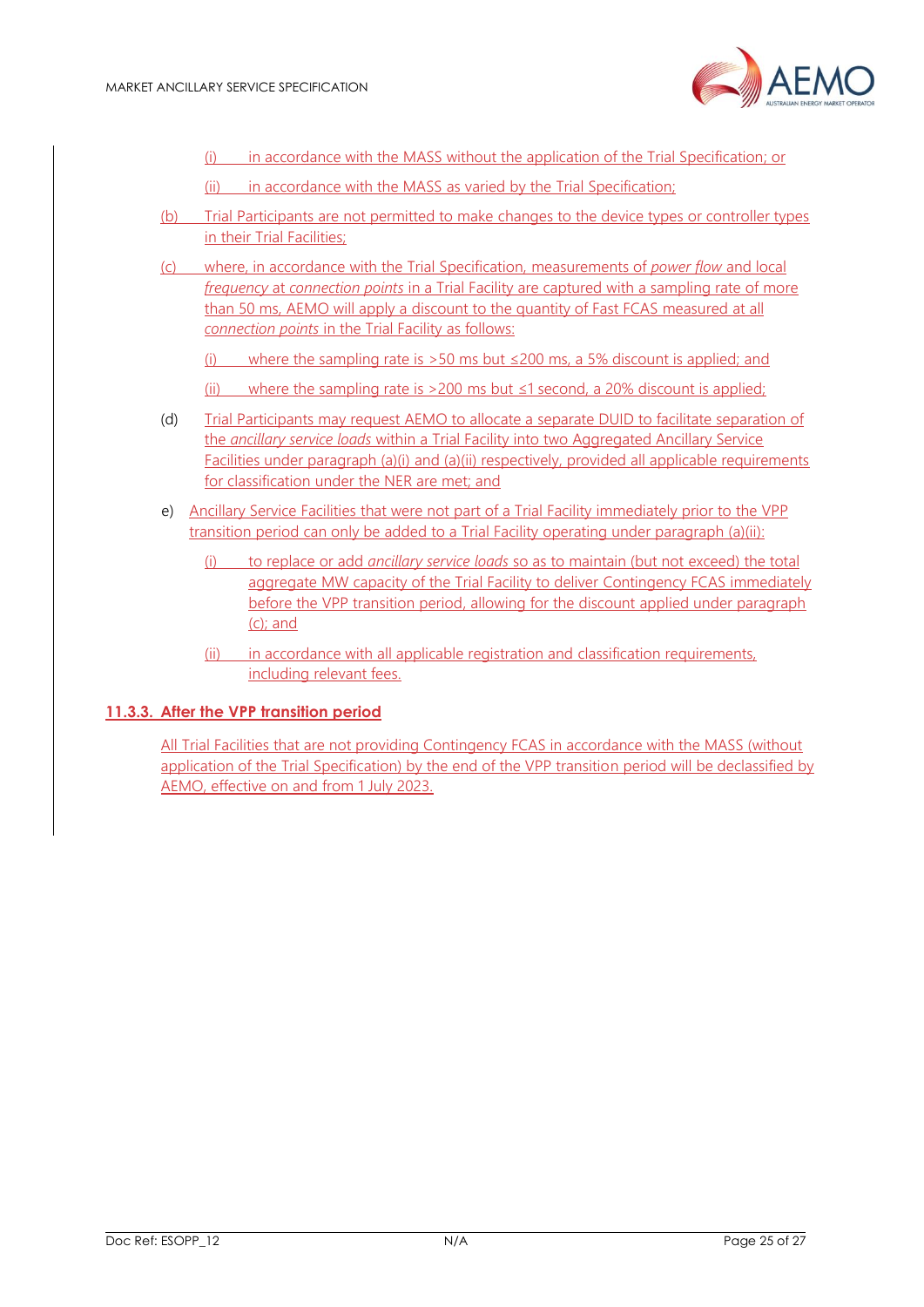(i) in accordance with the MASS without the application of the Trial Specification; or

(ii) in accordance with the MASS as varied by the Trial Specification;

(b) Trial Participants are not permitted to make changes to the device types or controller types in their Trial Facilities;

(c) where, in accordance with the Trial Specification, measurements of *power flow* and local *frequency* at *connection points* in a Trial Facility are captured with a sampling rate of more than 50 ms, AEMO will apply a discount to the quantity of Fast FCAS measured at all *connection points* in the Trial Facility as follows:

(i) where the sampling rate is >50 ms but ≤200 ms, a 5% discount is applied; and

(ii) where the sampling rate is >200 ms but ≤1 second, a 20% discount is applied;

(d) Trial Participants may request AEMO to allocate a separate DUID to facilitate separation of the *ancillary service loads* within a Trial Facility into two Aggregated Ancillary Service Facilities under paragraph (a)(i) and (a)(ii) respectively, provided all applicable requirements for classification under the NER are met; and

e) Ancillary Service Facilities that were not part of a Trial Facility immediately prior to the VPP transition period can only be added to a Trial Facility operating under paragraph (a)(ii):

(i) to replace or add *ancillary service loads* so as to maintain (but not exceed) the total aggregate MW capacity of the Trial Facility to deliver Contingency FCAS immediately before the VPP transition period, allowing for the discount applied under paragraph (c); and

(ii) in accordance with all applicable registration and classification requirements, including relevant fees.

### 11.3.3. After the VPP transition period

All Trial Facilities that are not providing Contingency FCAS in accordance with the MASS (without application of the Trial Specification) by the end of the VPP transition period will be declassified by AEMO, effective on and from 1 July 2023.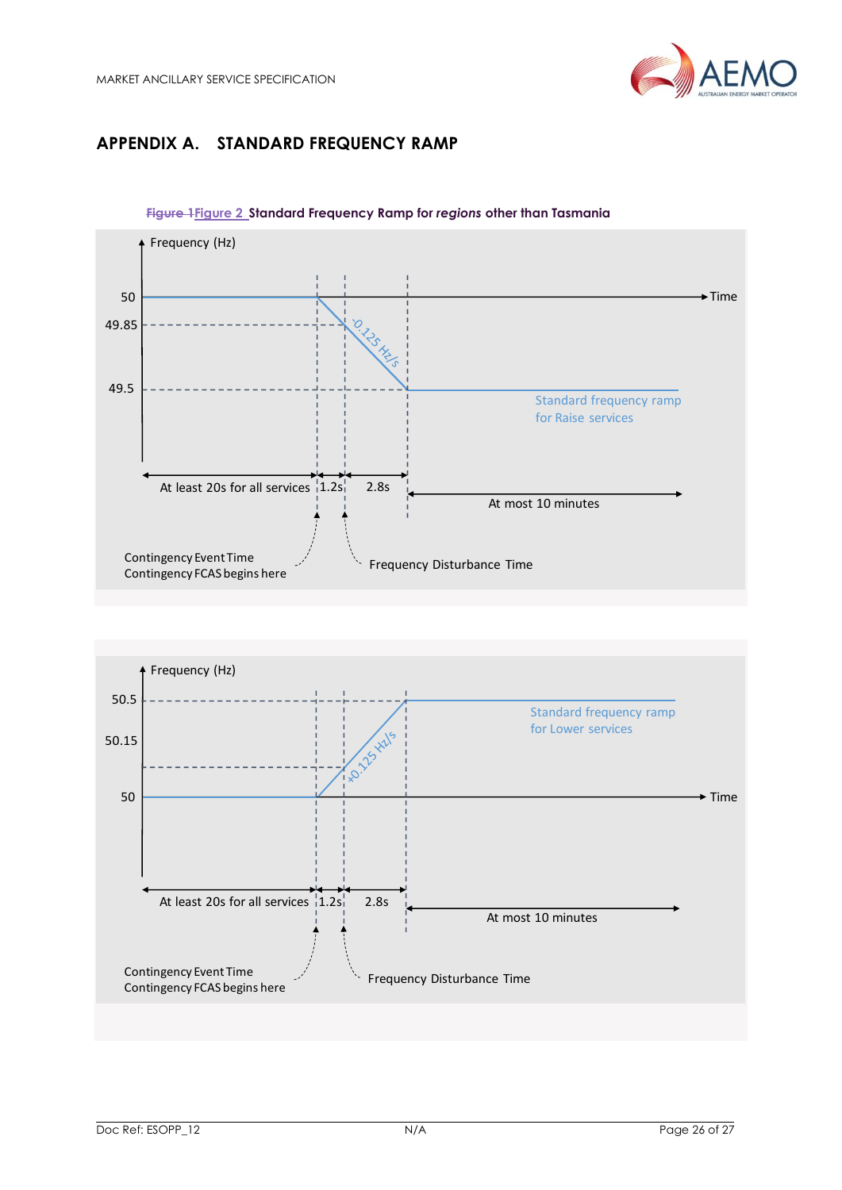# APPENDIX A. STANDARD FREQUENCY RAMP

~~Figure 1~~Figure 2 Standard Frequency Ramp for *regions* other than Tasmania

Frequency (Hz)

50

49.85

49.5

Time

-0.125 Hz/s

Standard frequency ramp for Raise services

At least 20s for all services | 1.2s | 2.8s

At most 10 minutes

Contingency Event Time
Contingency FCAS begins here

Frequency Disturbance Time

Frequency (Hz)

50.5

50.15

50

Time

+0.125 Hz/s

Standard frequency ramp for Lower services

At least 20s for all services | 1.2s | 2.8s

At most 10 minutes

Contingency Event Time
Contingency FCAS begins here

Frequency Disturbance Time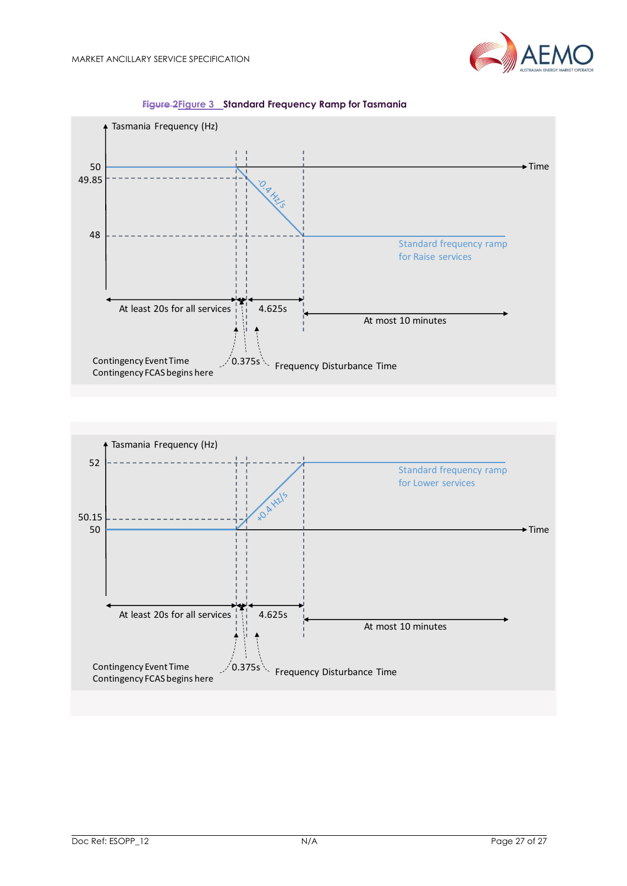Figure 2Figure 3 Standard Frequency Ramp for Tasmania

Tasmania Frequency (Hz)

50

49.85

48

Time

-0.4 Hz/s

Standard frequency ramp for Raise services

At least 20s for all services

4.625s

At most 10 minutes

Contingency Event Time

Contingency FCAS begins here

0.375s

Frequency Disturbance Time

Tasmania Frequency (Hz)

52

50.15

50

Time

+0.4 Hz/s

Standard frequency ramp for Lower services

At least 20s for all services

4.625s

At most 10 minutes

Contingency Event Time

Contingency FCAS begins here

0.375s

Frequency Disturbance Time